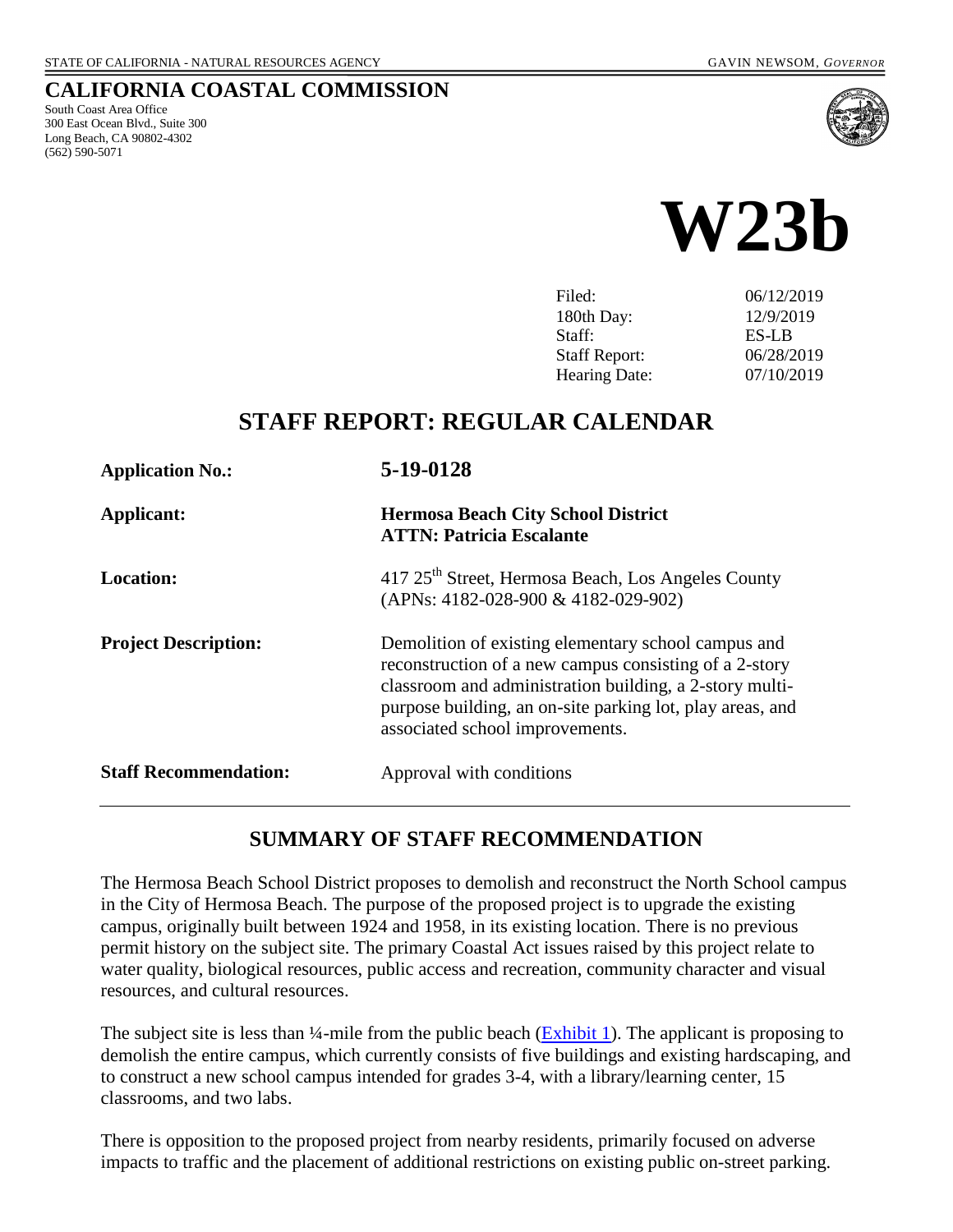STATE OF CALIFORNIA - NATURAL RESOURCES AGENCY GAVIN NEWSOM, *GOVERNOR*

# CALIFORNIA COASTAL COMMISSION

South Coast Area Office
300 East Ocean Blvd., Suite 300
Long Beach, CA 90802-4302
(562) 590-5071

# W23b

| | |
|---|---|
| Filed: | 06/12/2019 |
| 180th Day: | 12/9/2019 |
| Staff: | ES-LB |
| Staff Report: | 06/28/2019 |
| Hearing Date: | 07/10/2019 |

## STAFF REPORT: REGULAR CALENDAR

| | |
|---|---|
| **Application No.:** | **5-19-0128** |
| **Applicant:** | **Hermosa Beach City School District ATTN: Patricia Escalante** |
| **Location:** | 417 25th Street, Hermosa Beach, Los Angeles County (APNs: 4182-028-900 & 4182-029-902) |
| **Project Description:** | Demolition of existing elementary school campus and reconstruction of a new campus consisting of a 2-story classroom and administration building, a 2-story multi-purpose building, an on-site parking lot, play areas, and associated school improvements. |
| **Staff Recommendation:** | Approval with conditions |

## SUMMARY OF STAFF RECOMMENDATION

The Hermosa Beach School District proposes to demolish and reconstruct the North School campus in the City of Hermosa Beach. The purpose of the proposed project is to upgrade the existing campus, originally built between 1924 and 1958, in its existing location. There is no previous permit history on the subject site. The primary Coastal Act issues raised by this project relate to water quality, biological resources, public access and recreation, community character and visual resources, and cultural resources.

The subject site is less than ¼-mile from the public beach (Exhibit 1). The applicant is proposing to demolish the entire campus, which currently consists of five buildings and existing hardscaping, and to construct a new school campus intended for grades 3-4, with a library/learning center, 15 classrooms, and two labs.

There is opposition to the proposed project from nearby residents, primarily focused on adverse impacts to traffic and the placement of additional restrictions on existing public on-street parking.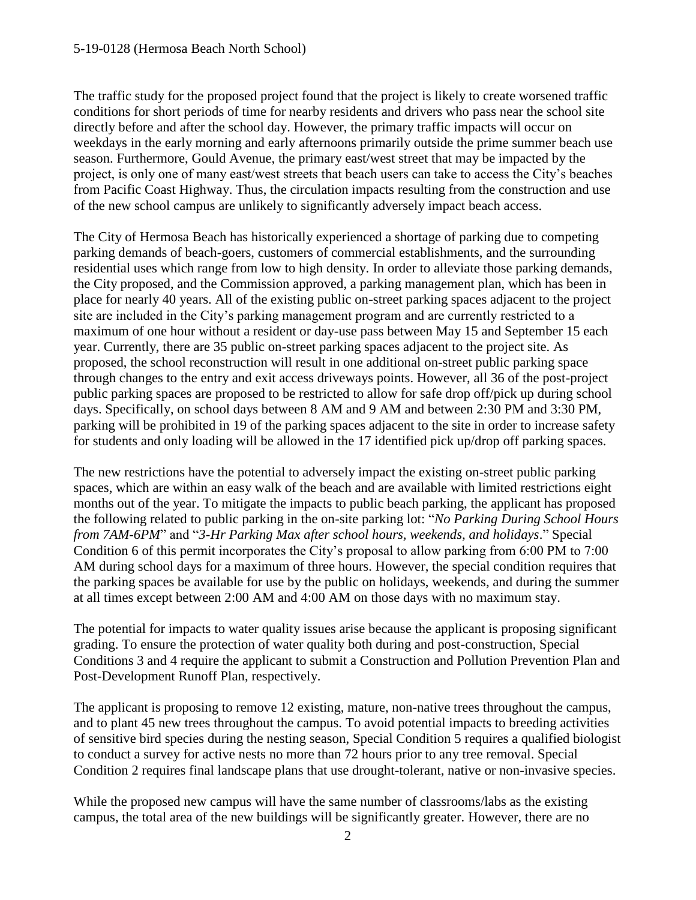The traffic study for the proposed project found that the project is likely to create worsened traffic conditions for short periods of time for nearby residents and drivers who pass near the school site directly before and after the school day. However, the primary traffic impacts will occur on weekdays in the early morning and early afternoons primarily outside the prime summer beach use season. Furthermore, Gould Avenue, the primary east/west street that may be impacted by the project, is only one of many east/west streets that beach users can take to access the City's beaches from Pacific Coast Highway. Thus, the circulation impacts resulting from the construction and use of the new school campus are unlikely to significantly adversely impact beach access.

The City of Hermosa Beach has historically experienced a shortage of parking due to competing parking demands of beach-goers, customers of commercial establishments, and the surrounding residential uses which range from low to high density. In order to alleviate those parking demands, the City proposed, and the Commission approved, a parking management plan, which has been in place for nearly 40 years. All of the existing public on-street parking spaces adjacent to the project site are included in the City's parking management program and are currently restricted to a maximum of one hour without a resident or day-use pass between May 15 and September 15 each year. Currently, there are 35 public on-street parking spaces adjacent to the project site. As proposed, the school reconstruction will result in one additional on-street public parking space through changes to the entry and exit access driveways points. However, all 36 of the post-project public parking spaces are proposed to be restricted to allow for safe drop off/pick up during school days. Specifically, on school days between 8 AM and 9 AM and between 2:30 PM and 3:30 PM, parking will be prohibited in 19 of the parking spaces adjacent to the site in order to increase safety for students and only loading will be allowed in the 17 identified pick up/drop off parking spaces.

The new restrictions have the potential to adversely impact the existing on-street public parking spaces, which are within an easy walk of the beach and are available with limited restrictions eight months out of the year. To mitigate the impacts to public beach parking, the applicant has proposed the following related to public parking in the on-site parking lot: "*No Parking During School Hours from 7AM-6PM*" and "*3-Hr Parking Max after school hours, weekends, and holidays*." Special Condition 6 of this permit incorporates the City's proposal to allow parking from 6:00 PM to 7:00 AM during school days for a maximum of three hours. However, the special condition requires that the parking spaces be available for use by the public on holidays, weekends, and during the summer at all times except between 2:00 AM and 4:00 AM on those days with no maximum stay.

The potential for impacts to water quality issues arise because the applicant is proposing significant grading. To ensure the protection of water quality both during and post-construction, Special Conditions 3 and 4 require the applicant to submit a Construction and Pollution Prevention Plan and Post-Development Runoff Plan, respectively.

The applicant is proposing to remove 12 existing, mature, non-native trees throughout the campus, and to plant 45 new trees throughout the campus. To avoid potential impacts to breeding activities of sensitive bird species during the nesting season, Special Condition 5 requires a qualified biologist to conduct a survey for active nests no more than 72 hours prior to any tree removal. Special Condition 2 requires final landscape plans that use drought-tolerant, native or non-invasive species.

While the proposed new campus will have the same number of classrooms/labs as the existing campus, the total area of the new buildings will be significantly greater. However, there are no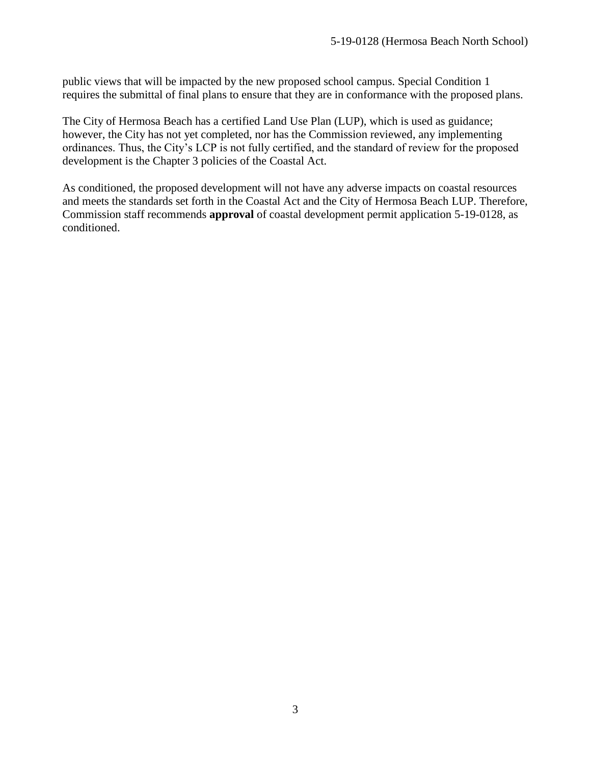public views that will be impacted by the new proposed school campus. Special Condition 1 requires the submittal of final plans to ensure that they are in conformance with the proposed plans.

The City of Hermosa Beach has a certified Land Use Plan (LUP), which is used as guidance; however, the City has not yet completed, nor has the Commission reviewed, any implementing ordinances. Thus, the City's LCP is not fully certified, and the standard of review for the proposed development is the Chapter 3 policies of the Coastal Act.

As conditioned, the proposed development will not have any adverse impacts on coastal resources and meets the standards set forth in the Coastal Act and the City of Hermosa Beach LUP. Therefore, Commission staff recommends **approval** of coastal development permit application 5-19-0128, as conditioned.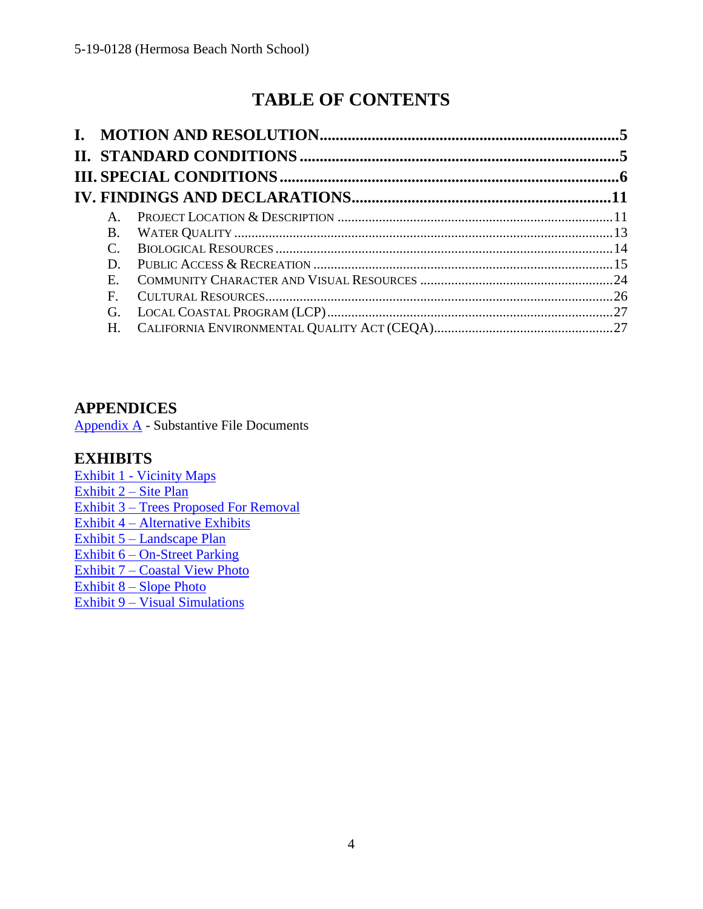# TABLE OF CONTENTS

**I. MOTION AND RESOLUTION** .......... 5
**II. STANDARD CONDITIONS** .......... 5
**III. SPECIAL CONDITIONS** .......... 6
**IV. FINDINGS AND DECLARATIONS** .......... 11

- A. PROJECT LOCATION & DESCRIPTION .......... 11
- B. WATER QUALITY .......... 13
- C. BIOLOGICAL RESOURCES .......... 14
- D. PUBLIC ACCESS & RECREATION .......... 15
- E. COMMUNITY CHARACTER AND VISUAL RESOURCES .......... 24
- F. CULTURAL RESOURCES .......... 26
- G. LOCAL COASTAL PROGRAM (LCP) .......... 27
- H. CALIFORNIA ENVIRONMENTAL QUALITY ACT (CEQA) .......... 27

## APPENDICES

Appendix A - Substantive File Documents

## EXHIBITS

Exhibit 1 - Vicinity Maps
Exhibit 2 – Site Plan
Exhibit 3 – Trees Proposed For Removal
Exhibit 4 – Alternative Exhibits
Exhibit 5 – Landscape Plan
Exhibit 6 – On-Street Parking
Exhibit 7 – Coastal View Photo
Exhibit 8 – Slope Photo
Exhibit 9 – Visual Simulations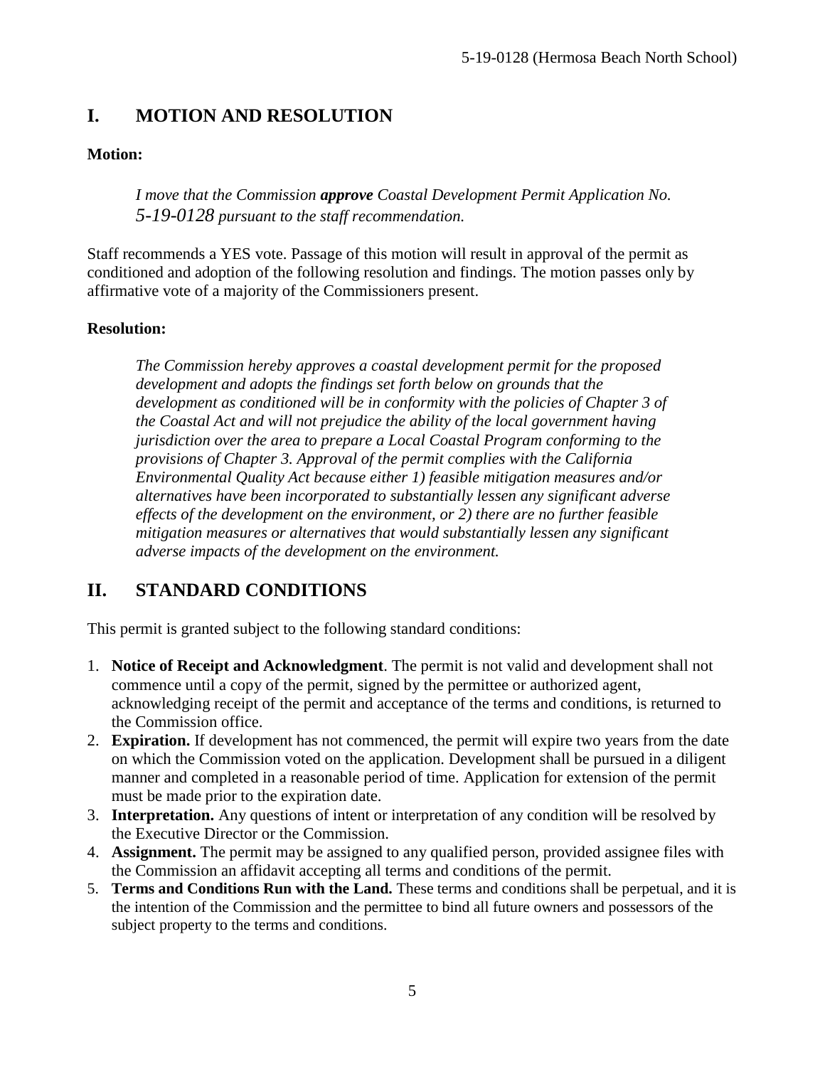## I. MOTION AND RESOLUTION

**Motion:**

> *I move that the Commission **approve** Coastal Development Permit Application No. 5-19-0128 pursuant to the staff recommendation.*

Staff recommends a YES vote. Passage of this motion will result in approval of the permit as conditioned and adoption of the following resolution and findings. The motion passes only by affirmative vote of a majority of the Commissioners present.

**Resolution:**

> *The Commission hereby approves a coastal development permit for the proposed development and adopts the findings set forth below on grounds that the development as conditioned will be in conformity with the policies of Chapter 3 of the Coastal Act and will not prejudice the ability of the local government having jurisdiction over the area to prepare a Local Coastal Program conforming to the provisions of Chapter 3. Approval of the permit complies with the California Environmental Quality Act because either 1) feasible mitigation measures and/or alternatives have been incorporated to substantially lessen any significant adverse effects of the development on the environment, or 2) there are no further feasible mitigation measures or alternatives that would substantially lessen any significant adverse impacts of the development on the environment.*

## II. STANDARD CONDITIONS

This permit is granted subject to the following standard conditions:

1. **Notice of Receipt and Acknowledgment**. The permit is not valid and development shall not commence until a copy of the permit, signed by the permittee or authorized agent, acknowledging receipt of the permit and acceptance of the terms and conditions, is returned to the Commission office.
2. **Expiration.** If development has not commenced, the permit will expire two years from the date on which the Commission voted on the application. Development shall be pursued in a diligent manner and completed in a reasonable period of time. Application for extension of the permit must be made prior to the expiration date.
3. **Interpretation.** Any questions of intent or interpretation of any condition will be resolved by the Executive Director or the Commission.
4. **Assignment.** The permit may be assigned to any qualified person, provided assignee files with the Commission an affidavit accepting all terms and conditions of the permit.
5. **Terms and Conditions Run with the Land.** These terms and conditions shall be perpetual, and it is the intention of the Commission and the permittee to bind all future owners and possessors of the subject property to the terms and conditions.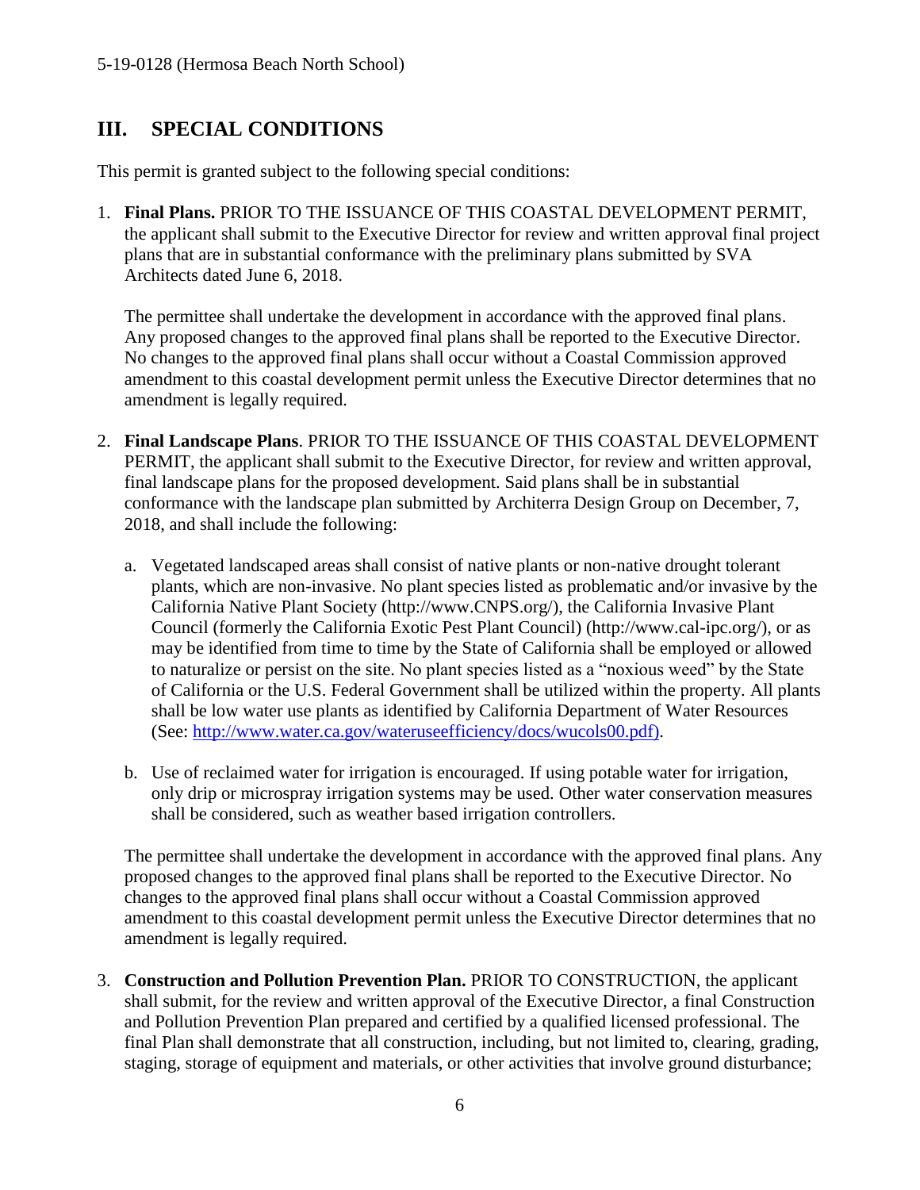## III. SPECIAL CONDITIONS

This permit is granted subject to the following special conditions:

1. **Final Plans.** PRIOR TO THE ISSUANCE OF THIS COASTAL DEVELOPMENT PERMIT, the applicant shall submit to the Executive Director for review and written approval final project plans that are in substantial conformance with the preliminary plans submitted by SVA Architects dated June 6, 2018.

   The permittee shall undertake the development in accordance with the approved final plans. Any proposed changes to the approved final plans shall be reported to the Executive Director. No changes to the approved final plans shall occur without a Coastal Commission approved amendment to this coastal development permit unless the Executive Director determines that no amendment is legally required.

2. **Final Landscape Plans**. PRIOR TO THE ISSUANCE OF THIS COASTAL DEVELOPMENT PERMIT, the applicant shall submit to the Executive Director, for review and written approval, final landscape plans for the proposed development. Said plans shall be in substantial conformance with the landscape plan submitted by Architerra Design Group on December, 7, 2018, and shall include the following:

   a. Vegetated landscaped areas shall consist of native plants or non-native drought tolerant plants, which are non-invasive. No plant species listed as problematic and/or invasive by the California Native Plant Society (http://www.CNPS.org/), the California Invasive Plant Council (formerly the California Exotic Pest Plant Council) (http://www.cal-ipc.org/), or as may be identified from time to time by the State of California shall be employed or allowed to naturalize or persist on the site. No plant species listed as a "noxious weed" by the State of California or the U.S. Federal Government shall be utilized within the property. All plants shall be low water use plants as identified by California Department of Water Resources (See: http://www.water.ca.gov/wateruseefficiency/docs/wucols00.pdf).

   b. Use of reclaimed water for irrigation is encouraged. If using potable water for irrigation, only drip or microspray irrigation systems may be used. Other water conservation measures shall be considered, such as weather based irrigation controllers.

   The permittee shall undertake the development in accordance with the approved final plans. Any proposed changes to the approved final plans shall be reported to the Executive Director. No changes to the approved final plans shall occur without a Coastal Commission approved amendment to this coastal development permit unless the Executive Director determines that no amendment is legally required.

3. **Construction and Pollution Prevention Plan.** PRIOR TO CONSTRUCTION, the applicant shall submit, for the review and written approval of the Executive Director, a final Construction and Pollution Prevention Plan prepared and certified by a qualified licensed professional. The final Plan shall demonstrate that all construction, including, but not limited to, clearing, grading, staging, storage of equipment and materials, or other activities that involve ground disturbance;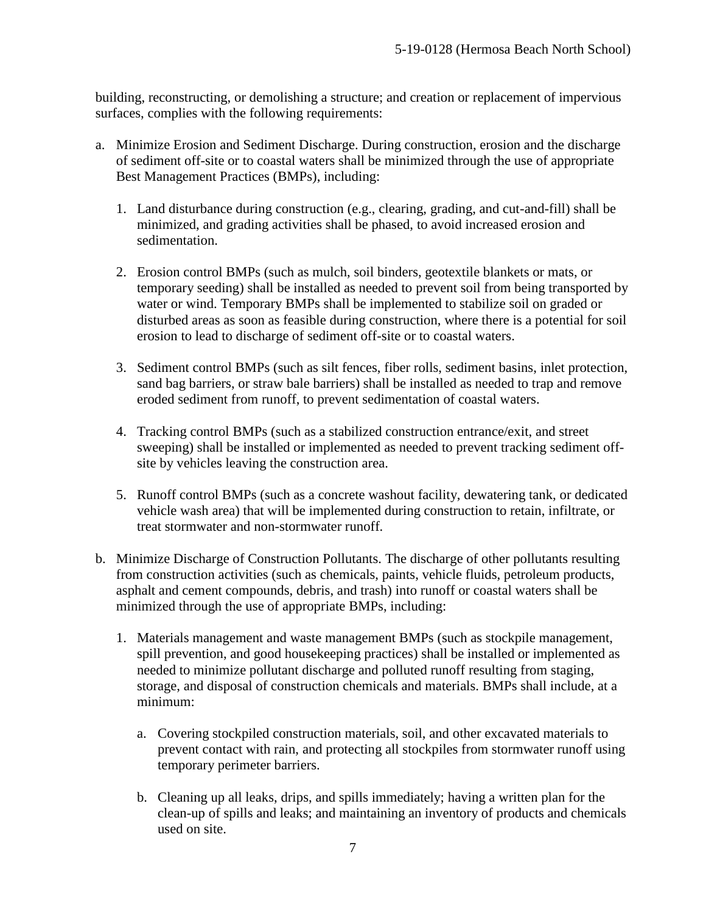building, reconstructing, or demolishing a structure; and creation or replacement of impervious surfaces, complies with the following requirements:

a. Minimize Erosion and Sediment Discharge. During construction, erosion and the discharge of sediment off-site or to coastal waters shall be minimized through the use of appropriate Best Management Practices (BMPs), including:

    1. Land disturbance during construction (e.g., clearing, grading, and cut-and-fill) shall be minimized, and grading activities shall be phased, to avoid increased erosion and sedimentation.

    2. Erosion control BMPs (such as mulch, soil binders, geotextile blankets or mats, or temporary seeding) shall be installed as needed to prevent soil from being transported by water or wind. Temporary BMPs shall be implemented to stabilize soil on graded or disturbed areas as soon as feasible during construction, where there is a potential for soil erosion to lead to discharge of sediment off-site or to coastal waters.

    3. Sediment control BMPs (such as silt fences, fiber rolls, sediment basins, inlet protection, sand bag barriers, or straw bale barriers) shall be installed as needed to trap and remove eroded sediment from runoff, to prevent sedimentation of coastal waters.

    4. Tracking control BMPs (such as a stabilized construction entrance/exit, and street sweeping) shall be installed or implemented as needed to prevent tracking sediment off-site by vehicles leaving the construction area.

    5. Runoff control BMPs (such as a concrete washout facility, dewatering tank, or dedicated vehicle wash area) that will be implemented during construction to retain, infiltrate, or treat stormwater and non-stormwater runoff.

b. Minimize Discharge of Construction Pollutants. The discharge of other pollutants resulting from construction activities (such as chemicals, paints, vehicle fluids, petroleum products, asphalt and cement compounds, debris, and trash) into runoff or coastal waters shall be minimized through the use of appropriate BMPs, including:

    1. Materials management and waste management BMPs (such as stockpile management, spill prevention, and good housekeeping practices) shall be installed or implemented as needed to minimize pollutant discharge and polluted runoff resulting from staging, storage, and disposal of construction chemicals and materials. BMPs shall include, at a minimum:

        a. Covering stockpiled construction materials, soil, and other excavated materials to prevent contact with rain, and protecting all stockpiles from stormwater runoff using temporary perimeter barriers.

        b. Cleaning up all leaks, drips, and spills immediately; having a written plan for the clean-up of spills and leaks; and maintaining an inventory of products and chemicals used on site.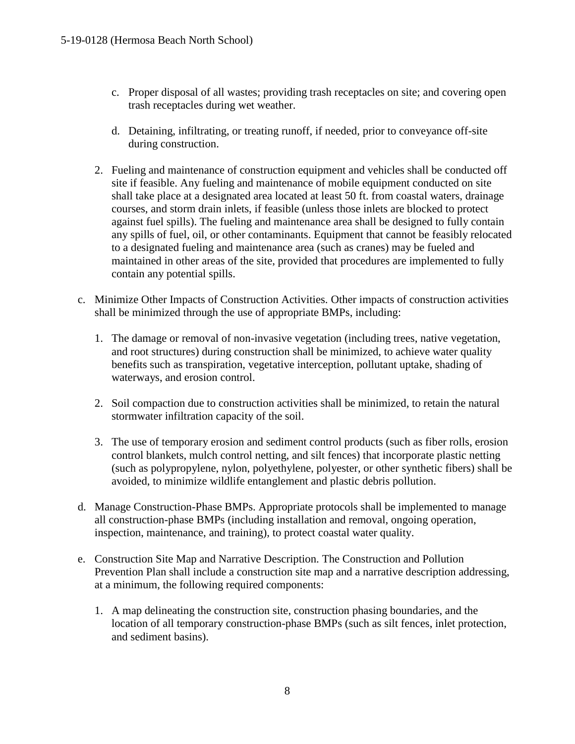c. Proper disposal of all wastes; providing trash receptacles on site; and covering open trash receptacles during wet weather.

d. Detaining, infiltrating, or treating runoff, if needed, prior to conveyance off-site during construction.

2. Fueling and maintenance of construction equipment and vehicles shall be conducted off site if feasible. Any fueling and maintenance of mobile equipment conducted on site shall take place at a designated area located at least 50 ft. from coastal waters, drainage courses, and storm drain inlets, if feasible (unless those inlets are blocked to protect against fuel spills). The fueling and maintenance area shall be designed to fully contain any spills of fuel, oil, or other contaminants. Equipment that cannot be feasibly relocated to a designated fueling and maintenance area (such as cranes) may be fueled and maintained in other areas of the site, provided that procedures are implemented to fully contain any potential spills.

c. Minimize Other Impacts of Construction Activities. Other impacts of construction activities shall be minimized through the use of appropriate BMPs, including:

1. The damage or removal of non-invasive vegetation (including trees, native vegetation, and root structures) during construction shall be minimized, to achieve water quality benefits such as transpiration, vegetative interception, pollutant uptake, shading of waterways, and erosion control.

2. Soil compaction due to construction activities shall be minimized, to retain the natural stormwater infiltration capacity of the soil.

3. The use of temporary erosion and sediment control products (such as fiber rolls, erosion control blankets, mulch control netting, and silt fences) that incorporate plastic netting (such as polypropylene, nylon, polyethylene, polyester, or other synthetic fibers) shall be avoided, to minimize wildlife entanglement and plastic debris pollution.

d. Manage Construction-Phase BMPs. Appropriate protocols shall be implemented to manage all construction-phase BMPs (including installation and removal, ongoing operation, inspection, maintenance, and training), to protect coastal water quality.

e. Construction Site Map and Narrative Description. The Construction and Pollution Prevention Plan shall include a construction site map and a narrative description addressing, at a minimum, the following required components:

1. A map delineating the construction site, construction phasing boundaries, and the location of all temporary construction-phase BMPs (such as silt fences, inlet protection, and sediment basins).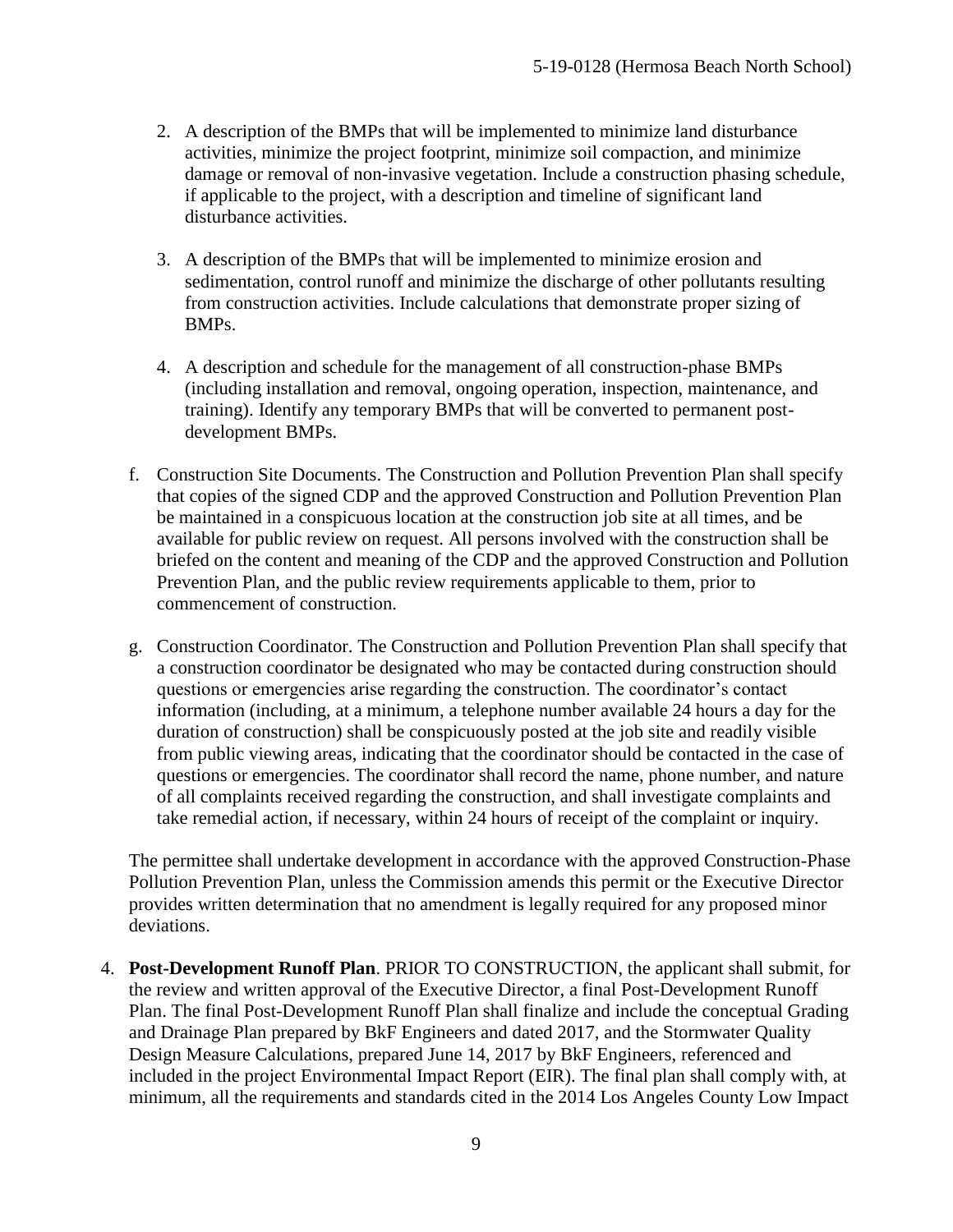2. A description of the BMPs that will be implemented to minimize land disturbance activities, minimize the project footprint, minimize soil compaction, and minimize damage or removal of non-invasive vegetation. Include a construction phasing schedule, if applicable to the project, with a description and timeline of significant land disturbance activities.

3. A description of the BMPs that will be implemented to minimize erosion and sedimentation, control runoff and minimize the discharge of other pollutants resulting from construction activities. Include calculations that demonstrate proper sizing of BMPs.

4. A description and schedule for the management of all construction-phase BMPs (including installation and removal, ongoing operation, inspection, maintenance, and training). Identify any temporary BMPs that will be converted to permanent post-development BMPs.

f. Construction Site Documents. The Construction and Pollution Prevention Plan shall specify that copies of the signed CDP and the approved Construction and Pollution Prevention Plan be maintained in a conspicuous location at the construction job site at all times, and be available for public review on request. All persons involved with the construction shall be briefed on the content and meaning of the CDP and the approved Construction and Pollution Prevention Plan, and the public review requirements applicable to them, prior to commencement of construction.

g. Construction Coordinator. The Construction and Pollution Prevention Plan shall specify that a construction coordinator be designated who may be contacted during construction should questions or emergencies arise regarding the construction. The coordinator's contact information (including, at a minimum, a telephone number available 24 hours a day for the duration of construction) shall be conspicuously posted at the job site and readily visible from public viewing areas, indicating that the coordinator should be contacted in the case of questions or emergencies. The coordinator shall record the name, phone number, and nature of all complaints received regarding the construction, and shall investigate complaints and take remedial action, if necessary, within 24 hours of receipt of the complaint or inquiry.

The permittee shall undertake development in accordance with the approved Construction-Phase Pollution Prevention Plan, unless the Commission amends this permit or the Executive Director provides written determination that no amendment is legally required for any proposed minor deviations.

4. **Post-Development Runoff Plan**. PRIOR TO CONSTRUCTION, the applicant shall submit, for the review and written approval of the Executive Director, a final Post-Development Runoff Plan. The final Post-Development Runoff Plan shall finalize and include the conceptual Grading and Drainage Plan prepared by BkF Engineers and dated 2017, and the Stormwater Quality Design Measure Calculations, prepared June 14, 2017 by BkF Engineers, referenced and included in the project Environmental Impact Report (EIR). The final plan shall comply with, at minimum, all the requirements and standards cited in the 2014 Los Angeles County Low Impact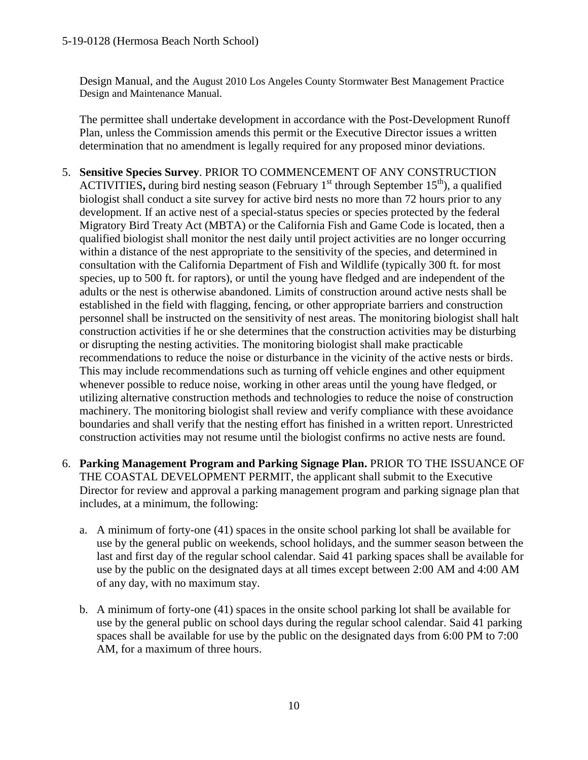Design Manual, and the August 2010 Los Angeles County Stormwater Best Management Practice Design and Maintenance Manual.

The permittee shall undertake development in accordance with the Post-Development Runoff Plan, unless the Commission amends this permit or the Executive Director issues a written determination that no amendment is legally required for any proposed minor deviations.

5. **Sensitive Species Survey**. PRIOR TO COMMENCEMENT OF ANY CONSTRUCTION ACTIVITIES**,** during bird nesting season (February 1st through September 15th), a qualified biologist shall conduct a site survey for active bird nests no more than 72 hours prior to any development. If an active nest of a special-status species or species protected by the federal Migratory Bird Treaty Act (MBTA) or the California Fish and Game Code is located, then a qualified biologist shall monitor the nest daily until project activities are no longer occurring within a distance of the nest appropriate to the sensitivity of the species, and determined in consultation with the California Department of Fish and Wildlife (typically 300 ft. for most species, up to 500 ft. for raptors), or until the young have fledged and are independent of the adults or the nest is otherwise abandoned. Limits of construction around active nests shall be established in the field with flagging, fencing, or other appropriate barriers and construction personnel shall be instructed on the sensitivity of nest areas. The monitoring biologist shall halt construction activities if he or she determines that the construction activities may be disturbing or disrupting the nesting activities. The monitoring biologist shall make practicable recommendations to reduce the noise or disturbance in the vicinity of the active nests or birds. This may include recommendations such as turning off vehicle engines and other equipment whenever possible to reduce noise, working in other areas until the young have fledged, or utilizing alternative construction methods and technologies to reduce the noise of construction machinery. The monitoring biologist shall review and verify compliance with these avoidance boundaries and shall verify that the nesting effort has finished in a written report. Unrestricted construction activities may not resume until the biologist confirms no active nests are found.

6. **Parking Management Program and Parking Signage Plan.** PRIOR TO THE ISSUANCE OF THE COASTAL DEVELOPMENT PERMIT, the applicant shall submit to the Executive Director for review and approval a parking management program and parking signage plan that includes, at a minimum, the following:

   a. A minimum of forty-one (41) spaces in the onsite school parking lot shall be available for use by the general public on weekends, school holidays, and the summer season between the last and first day of the regular school calendar. Said 41 parking spaces shall be available for use by the public on the designated days at all times except between 2:00 AM and 4:00 AM of any day, with no maximum stay.

   b. A minimum of forty-one (41) spaces in the onsite school parking lot shall be available for use by the general public on school days during the regular school calendar. Said 41 parking spaces shall be available for use by the public on the designated days from 6:00 PM to 7:00 AM, for a maximum of three hours.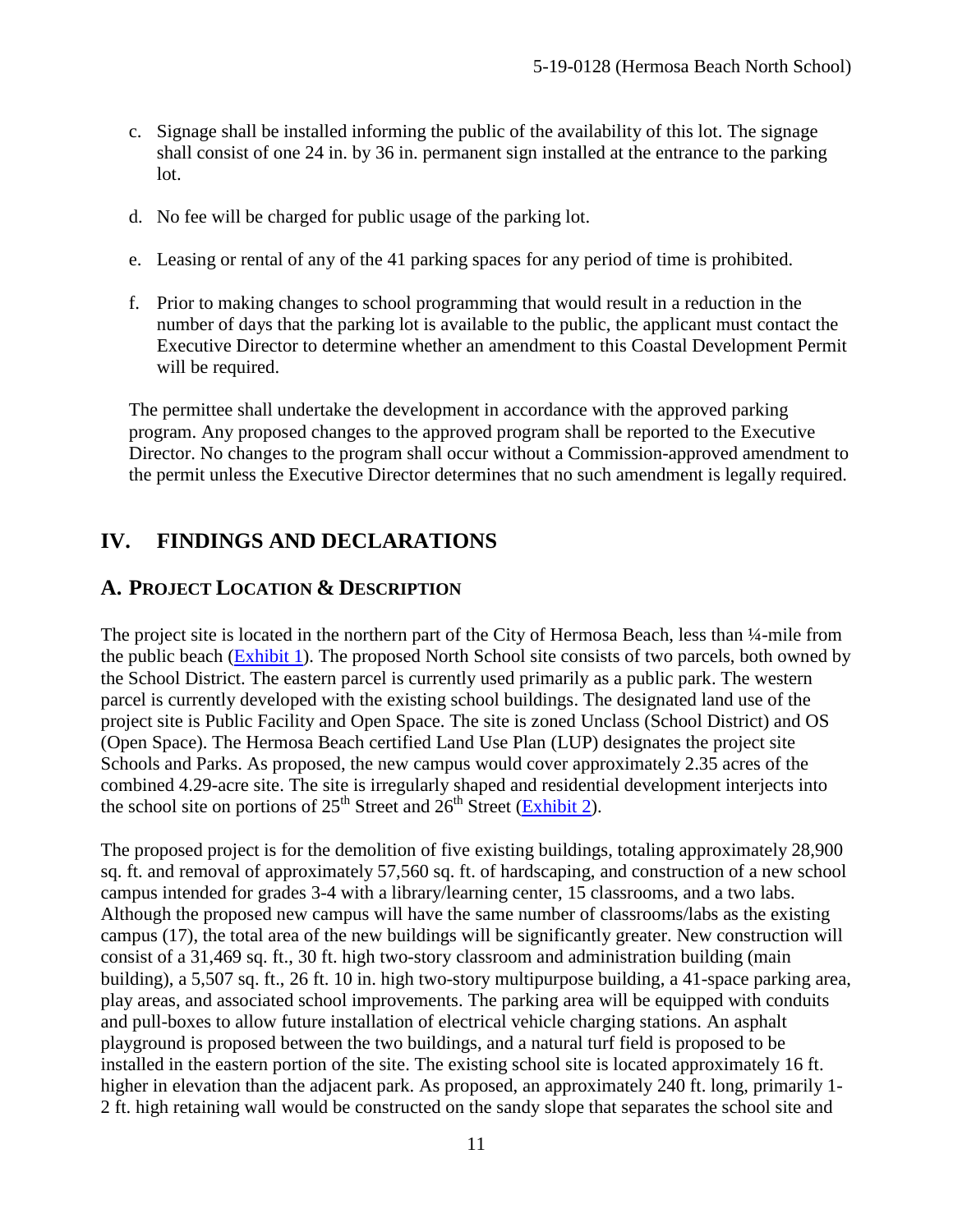c. Signage shall be installed informing the public of the availability of this lot. The signage shall consist of one 24 in. by 36 in. permanent sign installed at the entrance to the parking lot.

d. No fee will be charged for public usage of the parking lot.

e. Leasing or rental of any of the 41 parking spaces for any period of time is prohibited.

f. Prior to making changes to school programming that would result in a reduction in the number of days that the parking lot is available to the public, the applicant must contact the Executive Director to determine whether an amendment to this Coastal Development Permit will be required.

The permittee shall undertake the development in accordance with the approved parking program. Any proposed changes to the approved program shall be reported to the Executive Director. No changes to the program shall occur without a Commission-approved amendment to the permit unless the Executive Director determines that no such amendment is legally required.

# IV. FINDINGS AND DECLARATIONS

## A. PROJECT LOCATION & DESCRIPTION

The project site is located in the northern part of the City of Hermosa Beach, less than ¼-mile from the public beach (Exhibit 1). The proposed North School site consists of two parcels, both owned by the School District. The eastern parcel is currently used primarily as a public park. The western parcel is currently developed with the existing school buildings. The designated land use of the project site is Public Facility and Open Space. The site is zoned Unclass (School District) and OS (Open Space). The Hermosa Beach certified Land Use Plan (LUP) designates the project site Schools and Parks. As proposed, the new campus would cover approximately 2.35 acres of the combined 4.29-acre site. The site is irregularly shaped and residential development interjects into the school site on portions of 25th Street and 26th Street (Exhibit 2).

The proposed project is for the demolition of five existing buildings, totaling approximately 28,900 sq. ft. and removal of approximately 57,560 sq. ft. of hardscaping, and construction of a new school campus intended for grades 3-4 with a library/learning center, 15 classrooms, and a two labs. Although the proposed new campus will have the same number of classrooms/labs as the existing campus (17), the total area of the new buildings will be significantly greater. New construction will consist of a 31,469 sq. ft., 30 ft. high two-story classroom and administration building (main building), a 5,507 sq. ft., 26 ft. 10 in. high two-story multipurpose building, a 41-space parking area, play areas, and associated school improvements. The parking area will be equipped with conduits and pull-boxes to allow future installation of electrical vehicle charging stations. An asphalt playground is proposed between the two buildings, and a natural turf field is proposed to be installed in the eastern portion of the site. The existing school site is located approximately 16 ft. higher in elevation than the adjacent park. As proposed, an approximately 240 ft. long, primarily 1-2 ft. high retaining wall would be constructed on the sandy slope that separates the school site and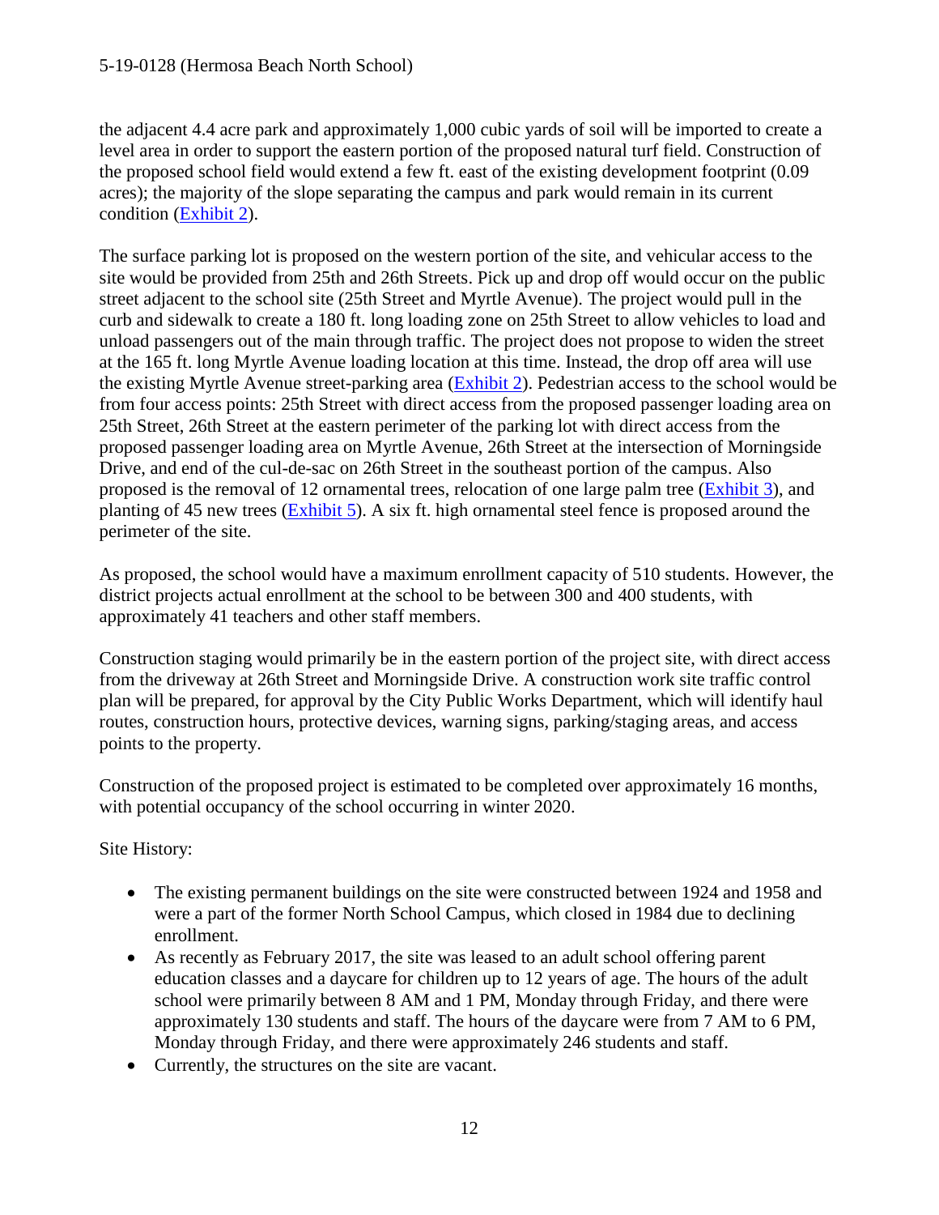the adjacent 4.4 acre park and approximately 1,000 cubic yards of soil will be imported to create a level area in order to support the eastern portion of the proposed natural turf field. Construction of the proposed school field would extend a few ft. east of the existing development footprint (0.09 acres); the majority of the slope separating the campus and park would remain in its current condition (Exhibit 2).

The surface parking lot is proposed on the western portion of the site, and vehicular access to the site would be provided from 25th and 26th Streets. Pick up and drop off would occur on the public street adjacent to the school site (25th Street and Myrtle Avenue). The project would pull in the curb and sidewalk to create a 180 ft. long loading zone on 25th Street to allow vehicles to load and unload passengers out of the main through traffic. The project does not propose to widen the street at the 165 ft. long Myrtle Avenue loading location at this time. Instead, the drop off area will use the existing Myrtle Avenue street-parking area (Exhibit 2). Pedestrian access to the school would be from four access points: 25th Street with direct access from the proposed passenger loading area on 25th Street, 26th Street at the eastern perimeter of the parking lot with direct access from the proposed passenger loading area on Myrtle Avenue, 26th Street at the intersection of Morningside Drive, and end of the cul-de-sac on 26th Street in the southeast portion of the campus. Also proposed is the removal of 12 ornamental trees, relocation of one large palm tree (Exhibit 3), and planting of 45 new trees (Exhibit 5). A six ft. high ornamental steel fence is proposed around the perimeter of the site.

As proposed, the school would have a maximum enrollment capacity of 510 students. However, the district projects actual enrollment at the school to be between 300 and 400 students, with approximately 41 teachers and other staff members.

Construction staging would primarily be in the eastern portion of the project site, with direct access from the driveway at 26th Street and Morningside Drive. A construction work site traffic control plan will be prepared, for approval by the City Public Works Department, which will identify haul routes, construction hours, protective devices, warning signs, parking/staging areas, and access points to the property.

Construction of the proposed project is estimated to be completed over approximately 16 months, with potential occupancy of the school occurring in winter 2020.

Site History:

- The existing permanent buildings on the site were constructed between 1924 and 1958 and were a part of the former North School Campus, which closed in 1984 due to declining enrollment.
- As recently as February 2017, the site was leased to an adult school offering parent education classes and a daycare for children up to 12 years of age. The hours of the adult school were primarily between 8 AM and 1 PM, Monday through Friday, and there were approximately 130 students and staff. The hours of the daycare were from 7 AM to 6 PM, Monday through Friday, and there were approximately 246 students and staff.
- Currently, the structures on the site are vacant.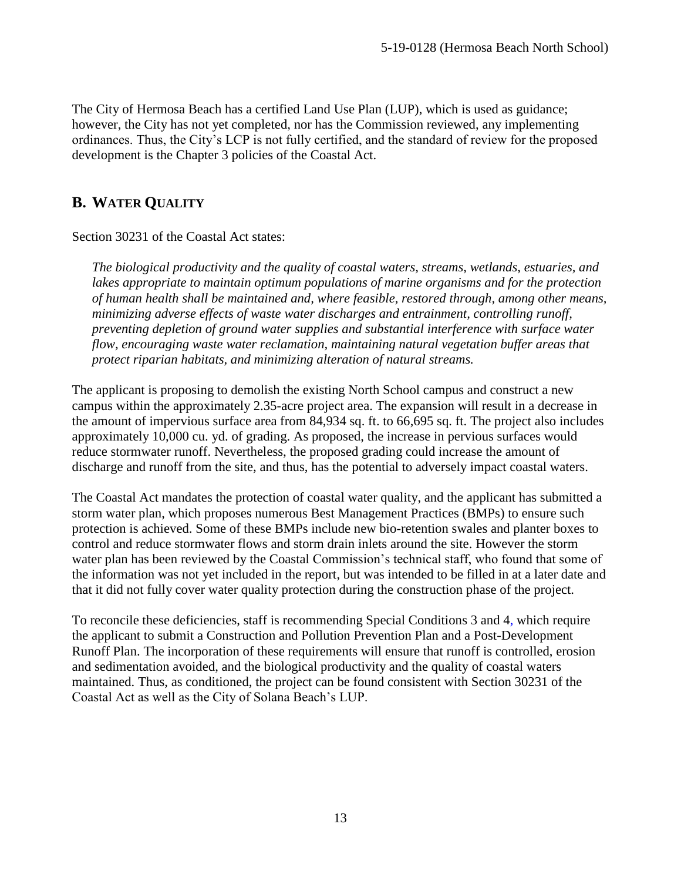The City of Hermosa Beach has a certified Land Use Plan (LUP), which is used as guidance; however, the City has not yet completed, nor has the Commission reviewed, any implementing ordinances. Thus, the City's LCP is not fully certified, and the standard of review for the proposed development is the Chapter 3 policies of the Coastal Act.

## B. WATER QUALITY

Section 30231 of the Coastal Act states:

> *The biological productivity and the quality of coastal waters, streams, wetlands, estuaries, and lakes appropriate to maintain optimum populations of marine organisms and for the protection of human health shall be maintained and, where feasible, restored through, among other means, minimizing adverse effects of waste water discharges and entrainment, controlling runoff, preventing depletion of ground water supplies and substantial interference with surface water flow, encouraging waste water reclamation, maintaining natural vegetation buffer areas that protect riparian habitats, and minimizing alteration of natural streams.*

The applicant is proposing to demolish the existing North School campus and construct a new campus within the approximately 2.35-acre project area. The expansion will result in a decrease in the amount of impervious surface area from 84,934 sq. ft. to 66,695 sq. ft. The project also includes approximately 10,000 cu. yd. of grading. As proposed, the increase in pervious surfaces would reduce stormwater runoff. Nevertheless, the proposed grading could increase the amount of discharge and runoff from the site, and thus, has the potential to adversely impact coastal waters.

The Coastal Act mandates the protection of coastal water quality, and the applicant has submitted a storm water plan, which proposes numerous Best Management Practices (BMPs) to ensure such protection is achieved. Some of these BMPs include new bio-retention swales and planter boxes to control and reduce stormwater flows and storm drain inlets around the site. However the storm water plan has been reviewed by the Coastal Commission's technical staff, who found that some of the information was not yet included in the report, but was intended to be filled in at a later date and that it did not fully cover water quality protection during the construction phase of the project.

To reconcile these deficiencies, staff is recommending Special Conditions 3 and 4, which require the applicant to submit a Construction and Pollution Prevention Plan and a Post-Development Runoff Plan. The incorporation of these requirements will ensure that runoff is controlled, erosion and sedimentation avoided, and the biological productivity and the quality of coastal waters maintained. Thus, as conditioned, the project can be found consistent with Section 30231 of the Coastal Act as well as the City of Solana Beach's LUP.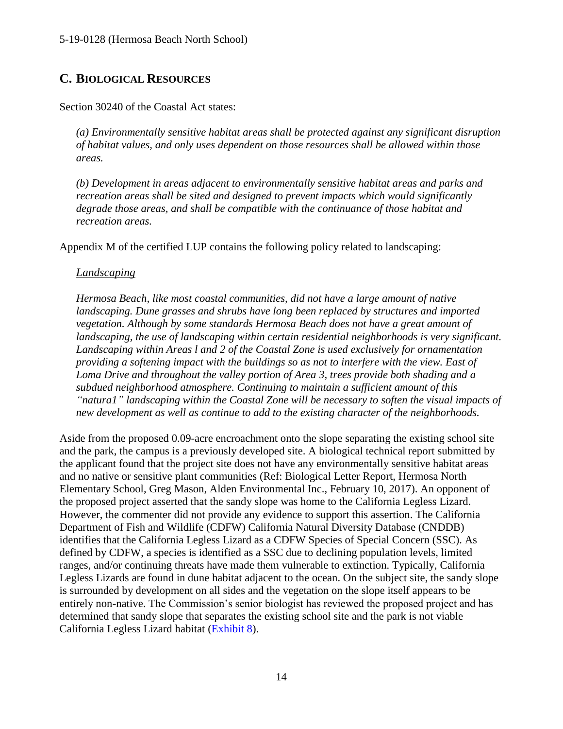## C. BIOLOGICAL RESOURCES

Section 30240 of the Coastal Act states:

> *(a) Environmentally sensitive habitat areas shall be protected against any significant disruption of habitat values, and only uses dependent on those resources shall be allowed within those areas.*
>
> *(b) Development in areas adjacent to environmentally sensitive habitat areas and parks and recreation areas shall be sited and designed to prevent impacts which would significantly degrade those areas, and shall be compatible with the continuance of those habitat and recreation areas.*

Appendix M of the certified LUP contains the following policy related to landscaping:

> *Landscaping*
>
> *Hermosa Beach, like most coastal communities, did not have a large amount of native landscaping. Dune grasses and shrubs have long been replaced by structures and imported vegetation. Although by some standards Hermosa Beach does not have a great amount of landscaping, the use of landscaping within certain residential neighborhoods is very significant. Landscaping within Areas l and 2 of the Coastal Zone is used exclusively for ornamentation providing a softening impact with the buildings so as not to interfere with the view. East of Loma Drive and throughout the valley portion of Area 3, trees provide both shading and a subdued neighborhood atmosphere. Continuing to maintain a sufficient amount of this "natura1" landscaping within the Coastal Zone will be necessary to soften the visual impacts of new development as well as continue to add to the existing character of the neighborhoods.*

Aside from the proposed 0.09-acre encroachment onto the slope separating the existing school site and the park, the campus is a previously developed site. A biological technical report submitted by the applicant found that the project site does not have any environmentally sensitive habitat areas and no native or sensitive plant communities (Ref: Biological Letter Report, Hermosa North Elementary School, Greg Mason, Alden Environmental Inc., February 10, 2017). An opponent of the proposed project asserted that the sandy slope was home to the California Legless Lizard. However, the commenter did not provide any evidence to support this assertion. The California Department of Fish and Wildlife (CDFW) California Natural Diversity Database (CNDDB) identifies that the California Legless Lizard as a CDFW Species of Special Concern (SSC). As defined by CDFW, a species is identified as a SSC due to declining population levels, limited ranges, and/or continuing threats have made them vulnerable to extinction. Typically, California Legless Lizards are found in dune habitat adjacent to the ocean. On the subject site, the sandy slope is surrounded by development on all sides and the vegetation on the slope itself appears to be entirely non-native. The Commission's senior biologist has reviewed the proposed project and has determined that sandy slope that separates the existing school site and the park is not viable California Legless Lizard habitat (Exhibit 8).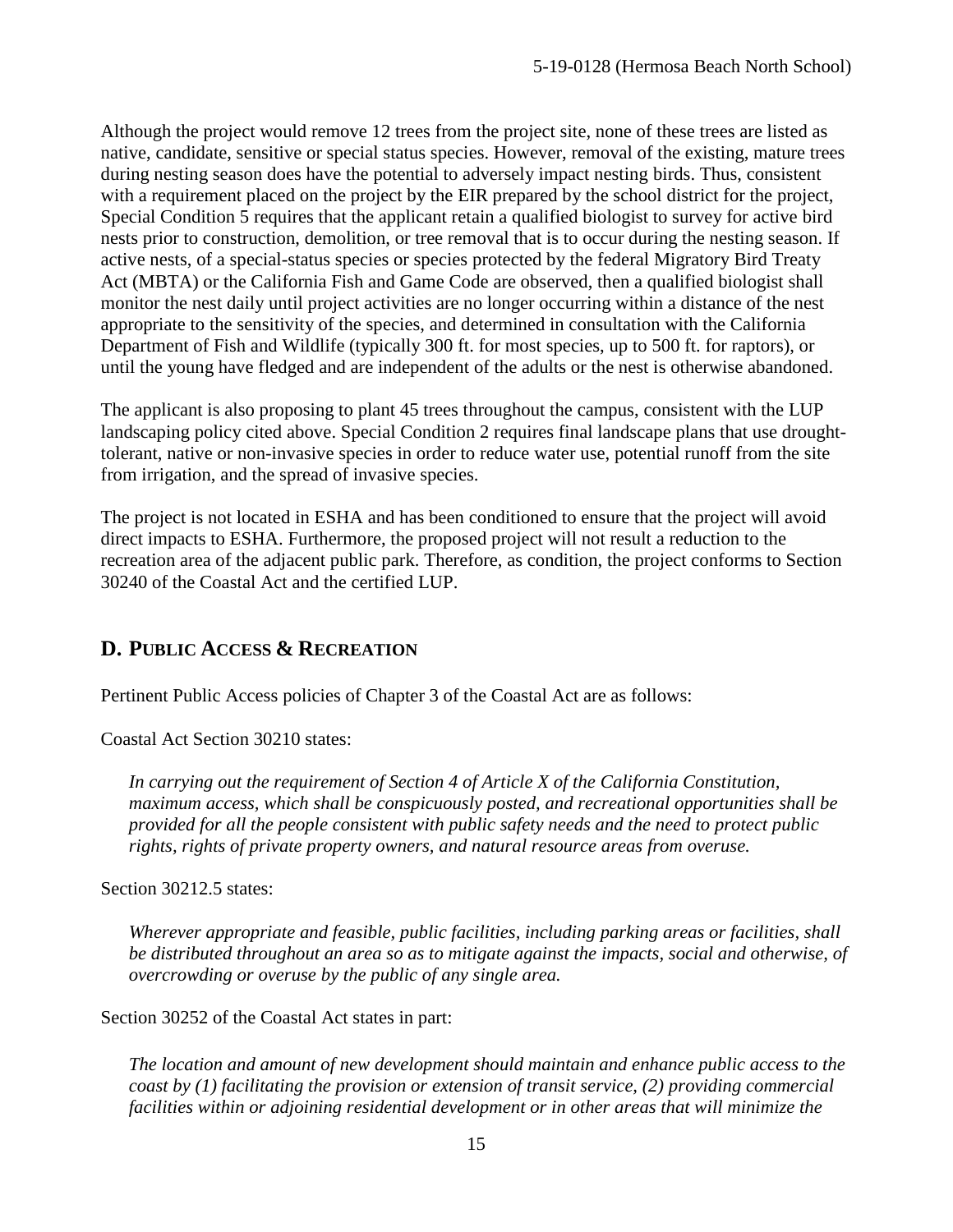Although the project would remove 12 trees from the project site, none of these trees are listed as native, candidate, sensitive or special status species. However, removal of the existing, mature trees during nesting season does have the potential to adversely impact nesting birds. Thus, consistent with a requirement placed on the project by the EIR prepared by the school district for the project, Special Condition 5 requires that the applicant retain a qualified biologist to survey for active bird nests prior to construction, demolition, or tree removal that is to occur during the nesting season. If active nests, of a special-status species or species protected by the federal Migratory Bird Treaty Act (MBTA) or the California Fish and Game Code are observed, then a qualified biologist shall monitor the nest daily until project activities are no longer occurring within a distance of the nest appropriate to the sensitivity of the species, and determined in consultation with the California Department of Fish and Wildlife (typically 300 ft. for most species, up to 500 ft. for raptors), or until the young have fledged and are independent of the adults or the nest is otherwise abandoned.

The applicant is also proposing to plant 45 trees throughout the campus, consistent with the LUP landscaping policy cited above. Special Condition 2 requires final landscape plans that use drought-tolerant, native or non-invasive species in order to reduce water use, potential runoff from the site from irrigation, and the spread of invasive species.

The project is not located in ESHA and has been conditioned to ensure that the project will avoid direct impacts to ESHA. Furthermore, the proposed project will not result a reduction to the recreation area of the adjacent public park. Therefore, as condition, the project conforms to Section 30240 of the Coastal Act and the certified LUP.

## D. PUBLIC ACCESS & RECREATION

Pertinent Public Access policies of Chapter 3 of the Coastal Act are as follows:

Coastal Act Section 30210 states:

> *In carrying out the requirement of Section 4 of Article X of the California Constitution, maximum access, which shall be conspicuously posted, and recreational opportunities shall be provided for all the people consistent with public safety needs and the need to protect public rights, rights of private property owners, and natural resource areas from overuse.*

Section 30212.5 states:

> *Wherever appropriate and feasible, public facilities, including parking areas or facilities, shall be distributed throughout an area so as to mitigate against the impacts, social and otherwise, of overcrowding or overuse by the public of any single area.*

Section 30252 of the Coastal Act states in part:

> *The location and amount of new development should maintain and enhance public access to the coast by (1) facilitating the provision or extension of transit service, (2) providing commercial facilities within or adjoining residential development or in other areas that will minimize the*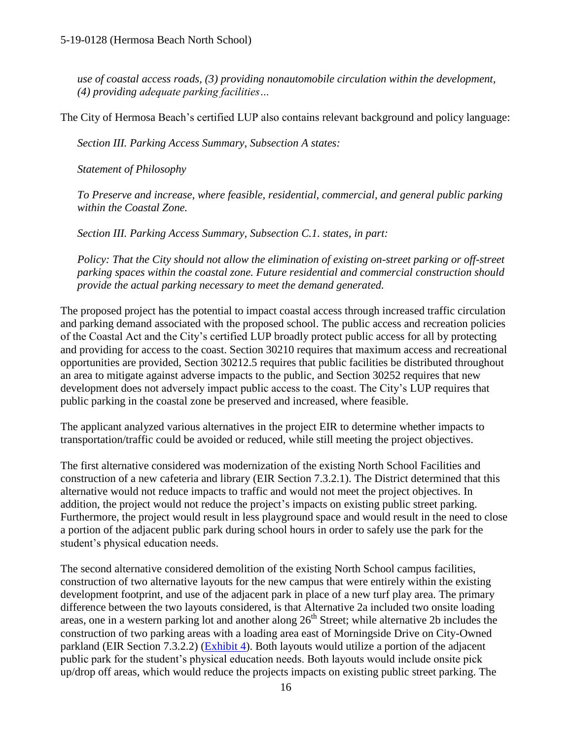*use of coastal access roads, (3) providing nonautomobile circulation within the development, (4) providing adequate parking facilities…*

The City of Hermosa Beach's certified LUP also contains relevant background and policy language:

*Section III. Parking Access Summary, Subsection A states:*

*Statement of Philosophy*

*To Preserve and increase, where feasible, residential, commercial, and general public parking within the Coastal Zone.*

*Section III. Parking Access Summary, Subsection C.1. states, in part:*

*Policy: That the City should not allow the elimination of existing on-street parking or off-street parking spaces within the coastal zone. Future residential and commercial construction should provide the actual parking necessary to meet the demand generated.*

The proposed project has the potential to impact coastal access through increased traffic circulation and parking demand associated with the proposed school. The public access and recreation policies of the Coastal Act and the City's certified LUP broadly protect public access for all by protecting and providing for access to the coast. Section 30210 requires that maximum access and recreational opportunities are provided, Section 30212.5 requires that public facilities be distributed throughout an area to mitigate against adverse impacts to the public, and Section 30252 requires that new development does not adversely impact public access to the coast. The City's LUP requires that public parking in the coastal zone be preserved and increased, where feasible.

The applicant analyzed various alternatives in the project EIR to determine whether impacts to transportation/traffic could be avoided or reduced, while still meeting the project objectives.

The first alternative considered was modernization of the existing North School Facilities and construction of a new cafeteria and library (EIR Section 7.3.2.1). The District determined that this alternative would not reduce impacts to traffic and would not meet the project objectives. In addition, the project would not reduce the project's impacts on existing public street parking. Furthermore, the project would result in less playground space and would result in the need to close a portion of the adjacent public park during school hours in order to safely use the park for the student's physical education needs.

The second alternative considered demolition of the existing North School campus facilities, construction of two alternative layouts for the new campus that were entirely within the existing development footprint, and use of the adjacent park in place of a new turf play area. The primary difference between the two layouts considered, is that Alternative 2a included two onsite loading areas, one in a western parking lot and another along 26th Street; while alternative 2b includes the construction of two parking areas with a loading area east of Morningside Drive on City-Owned parkland (EIR Section 7.3.2.2) (Exhibit 4). Both layouts would utilize a portion of the adjacent public park for the student's physical education needs. Both layouts would include onsite pick up/drop off areas, which would reduce the projects impacts on existing public street parking. The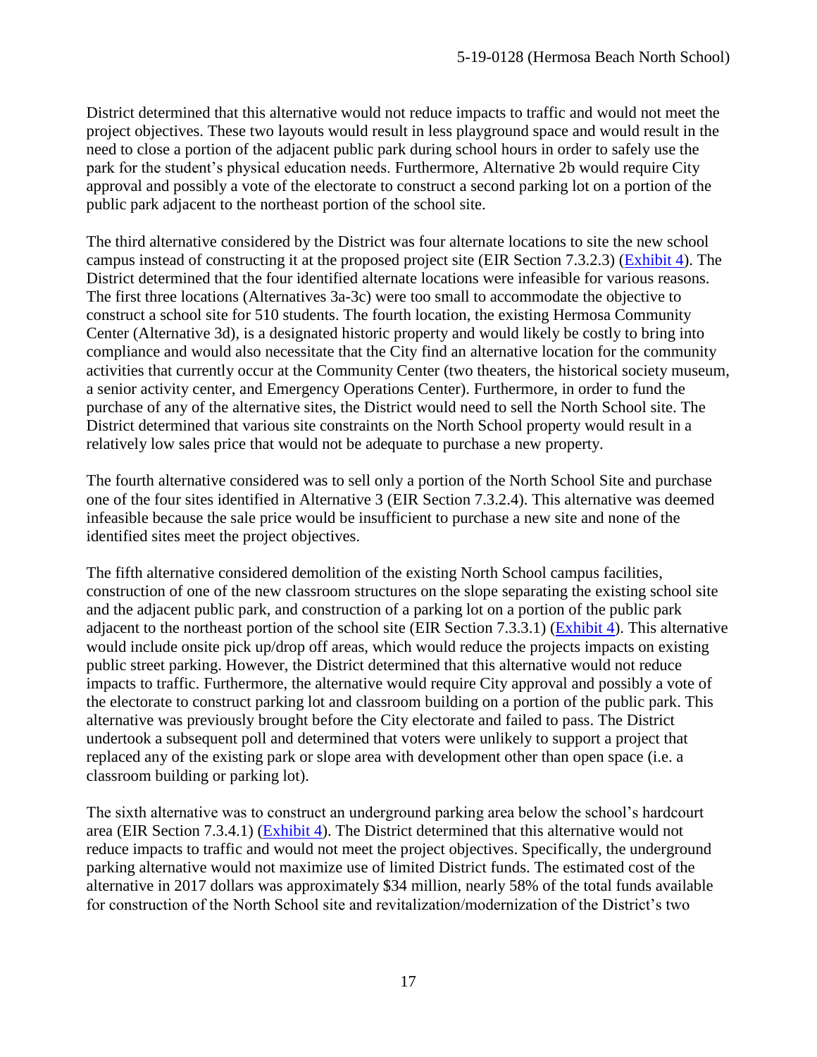District determined that this alternative would not reduce impacts to traffic and would not meet the project objectives. These two layouts would result in less playground space and would result in the need to close a portion of the adjacent public park during school hours in order to safely use the park for the student's physical education needs. Furthermore, Alternative 2b would require City approval and possibly a vote of the electorate to construct a second parking lot on a portion of the public park adjacent to the northeast portion of the school site.

The third alternative considered by the District was four alternate locations to site the new school campus instead of constructing it at the proposed project site (EIR Section 7.3.2.3) (Exhibit 4). The District determined that the four identified alternate locations were infeasible for various reasons. The first three locations (Alternatives 3a-3c) were too small to accommodate the objective to construct a school site for 510 students. The fourth location, the existing Hermosa Community Center (Alternative 3d), is a designated historic property and would likely be costly to bring into compliance and would also necessitate that the City find an alternative location for the community activities that currently occur at the Community Center (two theaters, the historical society museum, a senior activity center, and Emergency Operations Center). Furthermore, in order to fund the purchase of any of the alternative sites, the District would need to sell the North School site. The District determined that various site constraints on the North School property would result in a relatively low sales price that would not be adequate to purchase a new property.

The fourth alternative considered was to sell only a portion of the North School Site and purchase one of the four sites identified in Alternative 3 (EIR Section 7.3.2.4). This alternative was deemed infeasible because the sale price would be insufficient to purchase a new site and none of the identified sites meet the project objectives.

The fifth alternative considered demolition of the existing North School campus facilities, construction of one of the new classroom structures on the slope separating the existing school site and the adjacent public park, and construction of a parking lot on a portion of the public park adjacent to the northeast portion of the school site (EIR Section 7.3.3.1) (Exhibit 4). This alternative would include onsite pick up/drop off areas, which would reduce the projects impacts on existing public street parking. However, the District determined that this alternative would not reduce impacts to traffic. Furthermore, the alternative would require City approval and possibly a vote of the electorate to construct parking lot and classroom building on a portion of the public park. This alternative was previously brought before the City electorate and failed to pass. The District undertook a subsequent poll and determined that voters were unlikely to support a project that replaced any of the existing park or slope area with development other than open space (i.e. a classroom building or parking lot).

The sixth alternative was to construct an underground parking area below the school's hardcourt area (EIR Section 7.3.4.1) (Exhibit 4). The District determined that this alternative would not reduce impacts to traffic and would not meet the project objectives. Specifically, the underground parking alternative would not maximize use of limited District funds. The estimated cost of the alternative in 2017 dollars was approximately $34 million, nearly 58% of the total funds available for construction of the North School site and revitalization/modernization of the District's two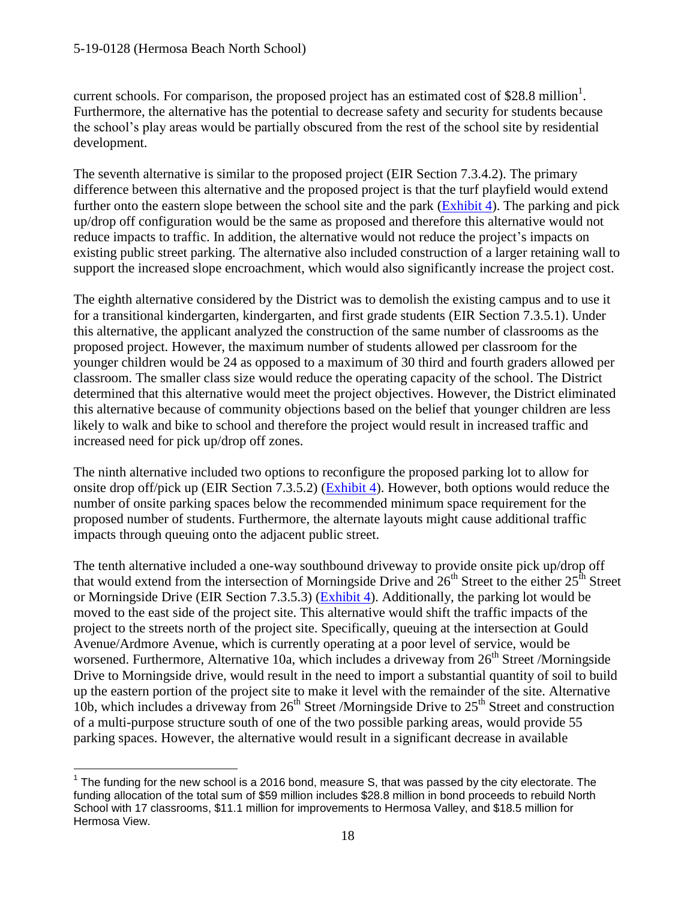current schools. For comparison, the proposed project has an estimated cost of $28.8 million[1]. Furthermore, the alternative has the potential to decrease safety and security for students because the school's play areas would be partially obscured from the rest of the school site by residential development.

The seventh alternative is similar to the proposed project (EIR Section 7.3.4.2). The primary difference between this alternative and the proposed project is that the turf playfield would extend further onto the eastern slope between the school site and the park (Exhibit 4). The parking and pick up/drop off configuration would be the same as proposed and therefore this alternative would not reduce impacts to traffic. In addition, the alternative would not reduce the project's impacts on existing public street parking. The alternative also included construction of a larger retaining wall to support the increased slope encroachment, which would also significantly increase the project cost.

The eighth alternative considered by the District was to demolish the existing campus and to use it for a transitional kindergarten, kindergarten, and first grade students (EIR Section 7.3.5.1). Under this alternative, the applicant analyzed the construction of the same number of classrooms as the proposed project. However, the maximum number of students allowed per classroom for the younger children would be 24 as opposed to a maximum of 30 third and fourth graders allowed per classroom. The smaller class size would reduce the operating capacity of the school. The District determined that this alternative would meet the project objectives. However, the District eliminated this alternative because of community objections based on the belief that younger children are less likely to walk and bike to school and therefore the project would result in increased traffic and increased need for pick up/drop off zones.

The ninth alternative included two options to reconfigure the proposed parking lot to allow for onsite drop off/pick up (EIR Section 7.3.5.2) (Exhibit 4). However, both options would reduce the number of onsite parking spaces below the recommended minimum space requirement for the proposed number of students. Furthermore, the alternate layouts might cause additional traffic impacts through queuing onto the adjacent public street.

The tenth alternative included a one-way southbound driveway to provide onsite pick up/drop off that would extend from the intersection of Morningside Drive and 26th Street to the either 25th Street or Morningside Drive (EIR Section 7.3.5.3) (Exhibit 4). Additionally, the parking lot would be moved to the east side of the project site. This alternative would shift the traffic impacts of the project to the streets north of the project site. Specifically, queuing at the intersection at Gould Avenue/Ardmore Avenue, which is currently operating at a poor level of service, would be worsened. Furthermore, Alternative 10a, which includes a driveway from 26th Street /Morningside Drive to Morningside drive, would result in the need to import a substantial quantity of soil to build up the eastern portion of the project site to make it level with the remainder of the site. Alternative 10b, which includes a driveway from 26th Street /Morningside Drive to 25th Street and construction of a multi-purpose structure south of one of the two possible parking areas, would provide 55 parking spaces. However, the alternative would result in a significant decrease in available

[1] The funding for the new school is a 2016 bond, measure S, that was passed by the city electorate. The funding allocation of the total sum of $59 million includes $28.8 million in bond proceeds to rebuild North School with 17 classrooms, $11.1 million for improvements to Hermosa Valley, and $18.5 million for Hermosa View.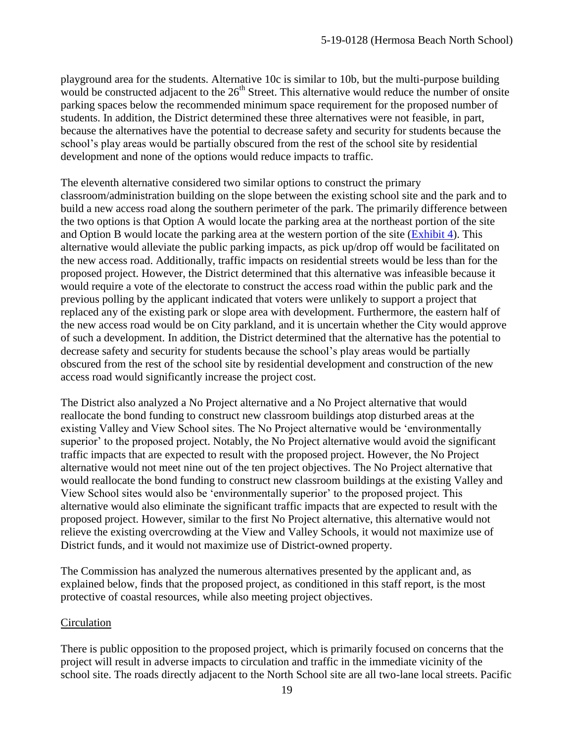playground area for the students. Alternative 10c is similar to 10b, but the multi-purpose building would be constructed adjacent to the 26th Street. This alternative would reduce the number of onsite parking spaces below the recommended minimum space requirement for the proposed number of students. In addition, the District determined these three alternatives were not feasible, in part, because the alternatives have the potential to decrease safety and security for students because the school's play areas would be partially obscured from the rest of the school site by residential development and none of the options would reduce impacts to traffic.

The eleventh alternative considered two similar options to construct the primary classroom/administration building on the slope between the existing school site and the park and to build a new access road along the southern perimeter of the park. The primarily difference between the two options is that Option A would locate the parking area at the northeast portion of the site and Option B would locate the parking area at the western portion of the site (Exhibit 4). This alternative would alleviate the public parking impacts, as pick up/drop off would be facilitated on the new access road. Additionally, traffic impacts on residential streets would be less than for the proposed project. However, the District determined that this alternative was infeasible because it would require a vote of the electorate to construct the access road within the public park and the previous polling by the applicant indicated that voters were unlikely to support a project that replaced any of the existing park or slope area with development. Furthermore, the eastern half of the new access road would be on City parkland, and it is uncertain whether the City would approve of such a development. In addition, the District determined that the alternative has the potential to decrease safety and security for students because the school's play areas would be partially obscured from the rest of the school site by residential development and construction of the new access road would significantly increase the project cost.

The District also analyzed a No Project alternative and a No Project alternative that would reallocate the bond funding to construct new classroom buildings atop disturbed areas at the existing Valley and View School sites. The No Project alternative would be 'environmentally superior' to the proposed project. Notably, the No Project alternative would avoid the significant traffic impacts that are expected to result with the proposed project. However, the No Project alternative would not meet nine out of the ten project objectives. The No Project alternative that would reallocate the bond funding to construct new classroom buildings at the existing Valley and View School sites would also be 'environmentally superior' to the proposed project. This alternative would also eliminate the significant traffic impacts that are expected to result with the proposed project. However, similar to the first No Project alternative, this alternative would not relieve the existing overcrowding at the View and Valley Schools, it would not maximize use of District funds, and it would not maximize use of District-owned property.

The Commission has analyzed the numerous alternatives presented by the applicant and, as explained below, finds that the proposed project, as conditioned in this staff report, is the most protective of coastal resources, while also meeting project objectives.

Circulation

There is public opposition to the proposed project, which is primarily focused on concerns that the project will result in adverse impacts to circulation and traffic in the immediate vicinity of the school site. The roads directly adjacent to the North School site are all two-lane local streets. Pacific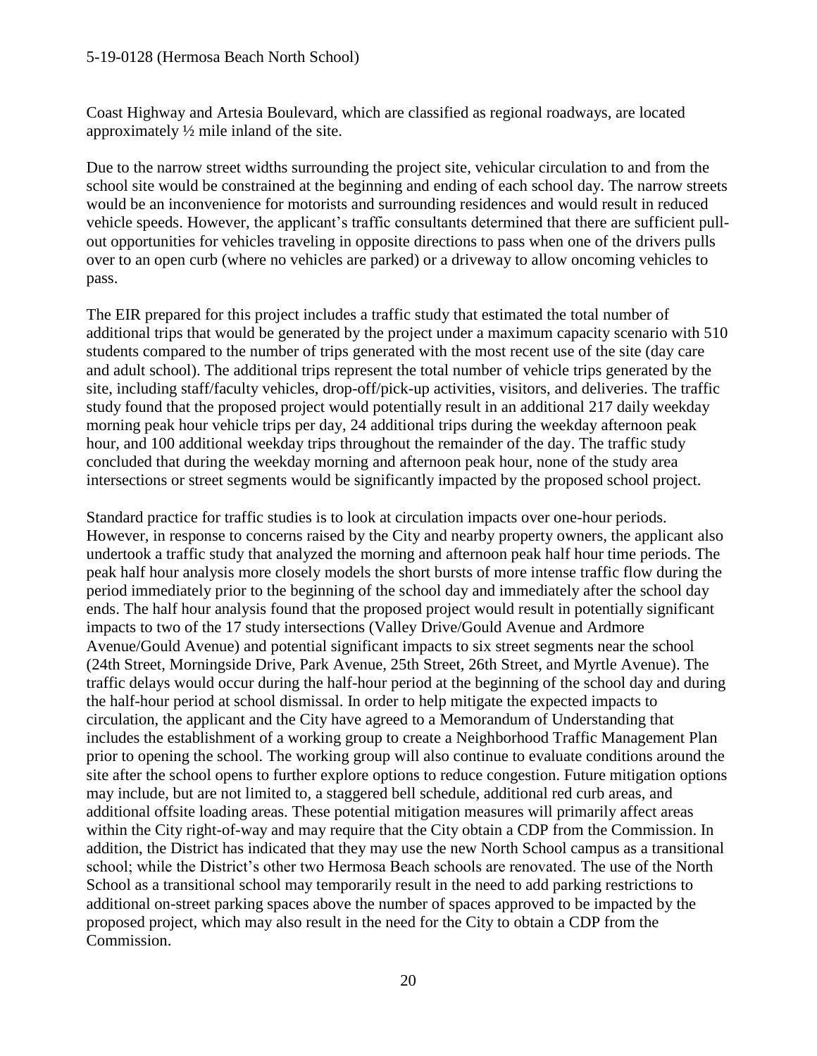Coast Highway and Artesia Boulevard, which are classified as regional roadways, are located approximately ½ mile inland of the site.

Due to the narrow street widths surrounding the project site, vehicular circulation to and from the school site would be constrained at the beginning and ending of each school day. The narrow streets would be an inconvenience for motorists and surrounding residences and would result in reduced vehicle speeds. However, the applicant's traffic consultants determined that there are sufficient pull-out opportunities for vehicles traveling in opposite directions to pass when one of the drivers pulls over to an open curb (where no vehicles are parked) or a driveway to allow oncoming vehicles to pass.

The EIR prepared for this project includes a traffic study that estimated the total number of additional trips that would be generated by the project under a maximum capacity scenario with 510 students compared to the number of trips generated with the most recent use of the site (day care and adult school). The additional trips represent the total number of vehicle trips generated by the site, including staff/faculty vehicles, drop-off/pick-up activities, visitors, and deliveries. The traffic study found that the proposed project would potentially result in an additional 217 daily weekday morning peak hour vehicle trips per day, 24 additional trips during the weekday afternoon peak hour, and 100 additional weekday trips throughout the remainder of the day. The traffic study concluded that during the weekday morning and afternoon peak hour, none of the study area intersections or street segments would be significantly impacted by the proposed school project.

Standard practice for traffic studies is to look at circulation impacts over one-hour periods. However, in response to concerns raised by the City and nearby property owners, the applicant also undertook a traffic study that analyzed the morning and afternoon peak half hour time periods. The peak half hour analysis more closely models the short bursts of more intense traffic flow during the period immediately prior to the beginning of the school day and immediately after the school day ends. The half hour analysis found that the proposed project would result in potentially significant impacts to two of the 17 study intersections (Valley Drive/Gould Avenue and Ardmore Avenue/Gould Avenue) and potential significant impacts to six street segments near the school (24th Street, Morningside Drive, Park Avenue, 25th Street, 26th Street, and Myrtle Avenue). The traffic delays would occur during the half-hour period at the beginning of the school day and during the half-hour period at school dismissal. In order to help mitigate the expected impacts to circulation, the applicant and the City have agreed to a Memorandum of Understanding that includes the establishment of a working group to create a Neighborhood Traffic Management Plan prior to opening the school. The working group will also continue to evaluate conditions around the site after the school opens to further explore options to reduce congestion. Future mitigation options may include, but are not limited to, a staggered bell schedule, additional red curb areas, and additional offsite loading areas. These potential mitigation measures will primarily affect areas within the City right-of-way and may require that the City obtain a CDP from the Commission. In addition, the District has indicated that they may use the new North School campus as a transitional school; while the District's other two Hermosa Beach schools are renovated. The use of the North School as a transitional school may temporarily result in the need to add parking restrictions to additional on-street parking spaces above the number of spaces approved to be impacted by the proposed project, which may also result in the need for the City to obtain a CDP from the Commission.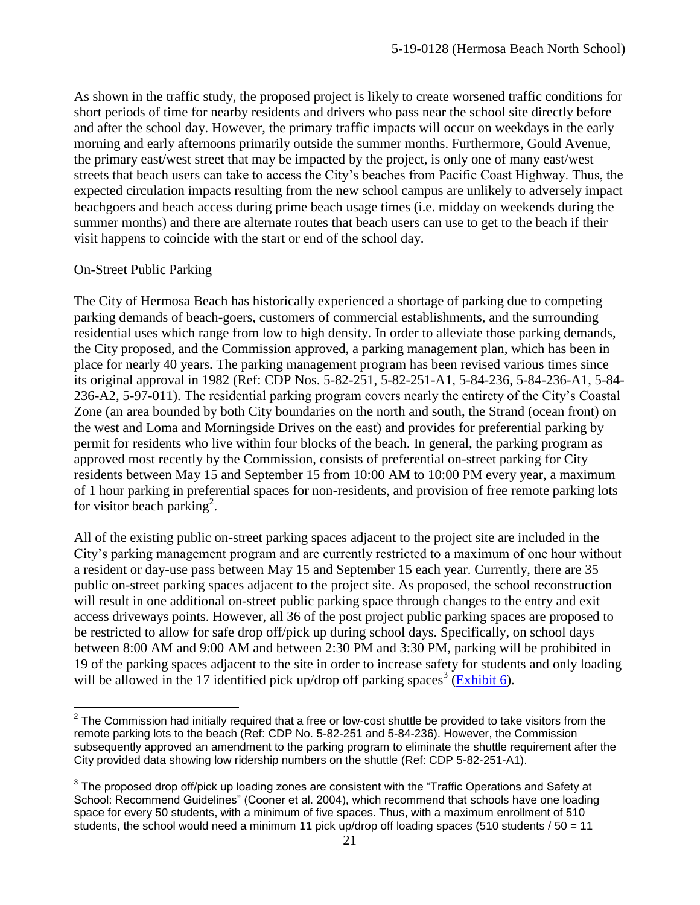As shown in the traffic study, the proposed project is likely to create worsened traffic conditions for short periods of time for nearby residents and drivers who pass near the school site directly before and after the school day. However, the primary traffic impacts will occur on weekdays in the early morning and early afternoons primarily outside the summer months. Furthermore, Gould Avenue, the primary east/west street that may be impacted by the project, is only one of many east/west streets that beach users can take to access the City's beaches from Pacific Coast Highway. Thus, the expected circulation impacts resulting from the new school campus are unlikely to adversely impact beachgoers and beach access during prime beach usage times (i.e. midday on weekends during the summer months) and there are alternate routes that beach users can use to get to the beach if their visit happens to coincide with the start or end of the school day.

On-Street Public Parking

The City of Hermosa Beach has historically experienced a shortage of parking due to competing parking demands of beach-goers, customers of commercial establishments, and the surrounding residential uses which range from low to high density. In order to alleviate those parking demands, the City proposed, and the Commission approved, a parking management plan, which has been in place for nearly 40 years. The parking management program has been revised various times since its original approval in 1982 (Ref: CDP Nos. 5-82-251, 5-82-251-A1, 5-84-236, 5-84-236-A1, 5-84-236-A2, 5-97-011). The residential parking program covers nearly the entirety of the City's Coastal Zone (an area bounded by both City boundaries on the north and south, the Strand (ocean front) on the west and Loma and Morningside Drives on the east) and provides for preferential parking by permit for residents who live within four blocks of the beach. In general, the parking program as approved most recently by the Commission, consists of preferential on-street parking for City residents between May 15 and September 15 from 10:00 AM to 10:00 PM every year, a maximum of 1 hour parking in preferential spaces for non-residents, and provision of free remote parking lots for visitor beach parking[2].

All of the existing public on-street parking spaces adjacent to the project site are included in the City's parking management program and are currently restricted to a maximum of one hour without a resident or day-use pass between May 15 and September 15 each year. Currently, there are 35 public on-street parking spaces adjacent to the project site. As proposed, the school reconstruction will result in one additional on-street public parking space through changes to the entry and exit access driveways points. However, all 36 of the post project public parking spaces are proposed to be restricted to allow for safe drop off/pick up during school days. Specifically, on school days between 8:00 AM and 9:00 AM and between 2:30 PM and 3:30 PM, parking will be prohibited in 19 of the parking spaces adjacent to the site in order to increase safety for students and only loading will be allowed in the 17 identified pick up/drop off parking spaces[3] (Exhibit 6).

---

[2] The Commission had initially required that a free or low-cost shuttle be provided to take visitors from the remote parking lots to the beach (Ref: CDP No. 5-82-251 and 5-84-236). However, the Commission subsequently approved an amendment to the parking program to eliminate the shuttle requirement after the City provided data showing low ridership numbers on the shuttle (Ref: CDP 5-82-251-A1).

[3] The proposed drop off/pick up loading zones are consistent with the "Traffic Operations and Safety at School: Recommend Guidelines" (Cooner et al. 2004), which recommend that schools have one loading space for every 50 students, with a minimum of five spaces. Thus, with a maximum enrollment of 510 students, the school would need a minimum 11 pick up/drop off loading spaces (510 students / 50 = 11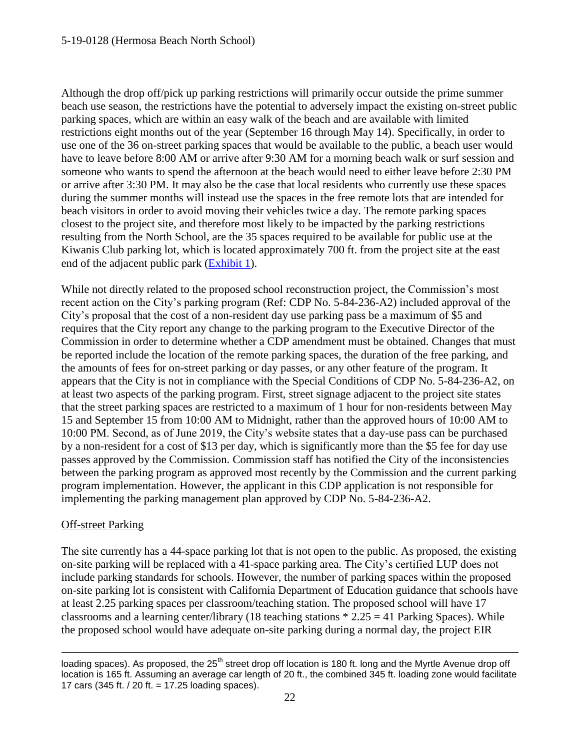Although the drop off/pick up parking restrictions will primarily occur outside the prime summer beach use season, the restrictions have the potential to adversely impact the existing on-street public parking spaces, which are within an easy walk of the beach and are available with limited restrictions eight months out of the year (September 16 through May 14). Specifically, in order to use one of the 36 on-street parking spaces that would be available to the public, a beach user would have to leave before 8:00 AM or arrive after 9:30 AM for a morning beach walk or surf session and someone who wants to spend the afternoon at the beach would need to either leave before 2:30 PM or arrive after 3:30 PM. It may also be the case that local residents who currently use these spaces during the summer months will instead use the spaces in the free remote lots that are intended for beach visitors in order to avoid moving their vehicles twice a day. The remote parking spaces closest to the project site, and therefore most likely to be impacted by the parking restrictions resulting from the North School, are the 35 spaces required to be available for public use at the Kiwanis Club parking lot, which is located approximately 700 ft. from the project site at the east end of the adjacent public park (Exhibit 1).

While not directly related to the proposed school reconstruction project, the Commission's most recent action on the City's parking program (Ref: CDP No. 5-84-236-A2) included approval of the City's proposal that the cost of a non-resident day use parking pass be a maximum of $5 and requires that the City report any change to the parking program to the Executive Director of the Commission in order to determine whether a CDP amendment must be obtained. Changes that must be reported include the location of the remote parking spaces, the duration of the free parking, and the amounts of fees for on-street parking or day passes, or any other feature of the program. It appears that the City is not in compliance with the Special Conditions of CDP No. 5-84-236-A2, on at least two aspects of the parking program. First, street signage adjacent to the project site states that the street parking spaces are restricted to a maximum of 1 hour for non-residents between May 15 and September 15 from 10:00 AM to Midnight, rather than the approved hours of 10:00 AM to 10:00 PM. Second, as of June 2019, the City's website states that a day-use pass can be purchased by a non-resident for a cost of $13 per day, which is significantly more than the $5 fee for day use passes approved by the Commission. Commission staff has notified the City of the inconsistencies between the parking program as approved most recently by the Commission and the current parking program implementation. However, the applicant in this CDP application is not responsible for implementing the parking management plan approved by CDP No. 5-84-236-A2.

Off-street Parking

The site currently has a 44-space parking lot that is not open to the public. As proposed, the existing on-site parking will be replaced with a 41-space parking area. The City's certified LUP does not include parking standards for schools. However, the number of parking spaces within the proposed on-site parking lot is consistent with California Department of Education guidance that schools have at least 2.25 parking spaces per classroom/teaching station. The proposed school will have 17 classrooms and a learning center/library (18 teaching stations * 2.25 = 41 Parking Spaces). While the proposed school would have adequate on-site parking during a normal day, the project EIR

---

loading spaces). As proposed, the 25th street drop off location is 180 ft. long and the Myrtle Avenue drop off location is 165 ft. Assuming an average car length of 20 ft., the combined 345 ft. loading zone would facilitate 17 cars (345 ft. / 20 ft. = 17.25 loading spaces).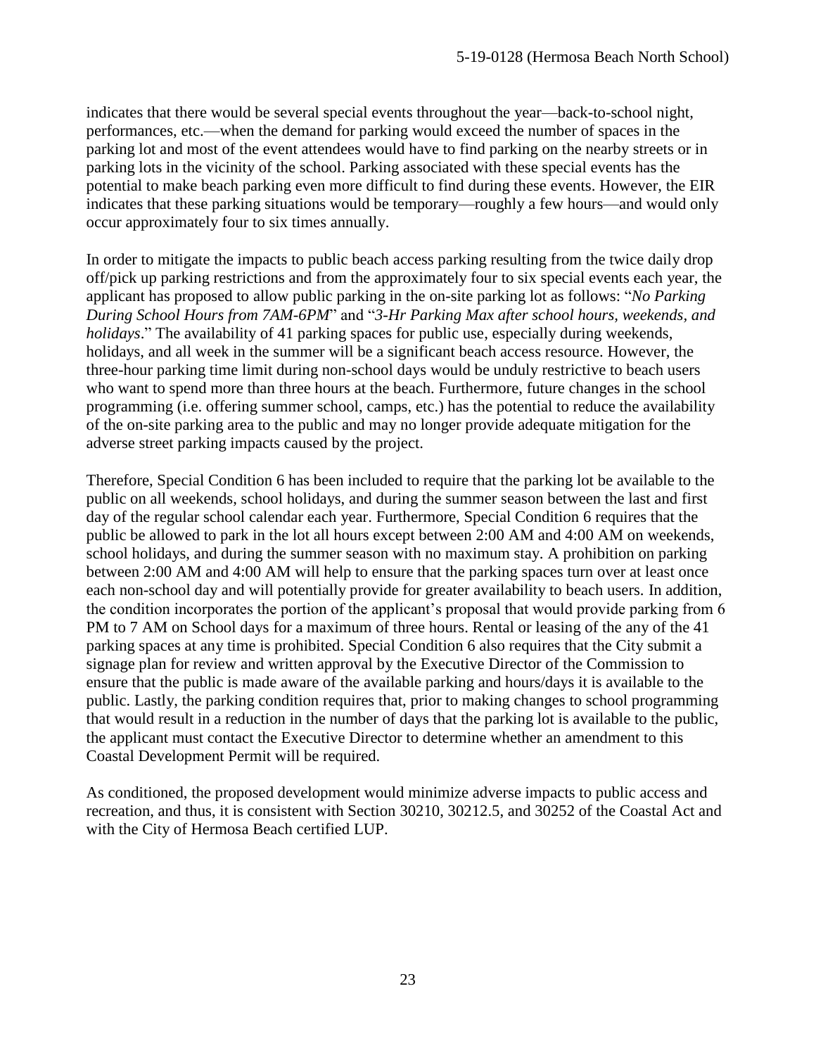indicates that there would be several special events throughout the year—back-to-school night, performances, etc.—when the demand for parking would exceed the number of spaces in the parking lot and most of the event attendees would have to find parking on the nearby streets or in parking lots in the vicinity of the school. Parking associated with these special events has the potential to make beach parking even more difficult to find during these events. However, the EIR indicates that these parking situations would be temporary—roughly a few hours—and would only occur approximately four to six times annually.

In order to mitigate the impacts to public beach access parking resulting from the twice daily drop off/pick up parking restrictions and from the approximately four to six special events each year, the applicant has proposed to allow public parking in the on-site parking lot as follows: "*No Parking During School Hours from 7AM-6PM*" and "*3-Hr Parking Max after school hours, weekends, and holidays*." The availability of 41 parking spaces for public use, especially during weekends, holidays, and all week in the summer will be a significant beach access resource. However, the three-hour parking time limit during non-school days would be unduly restrictive to beach users who want to spend more than three hours at the beach. Furthermore, future changes in the school programming (i.e. offering summer school, camps, etc.) has the potential to reduce the availability of the on-site parking area to the public and may no longer provide adequate mitigation for the adverse street parking impacts caused by the project.

Therefore, Special Condition 6 has been included to require that the parking lot be available to the public on all weekends, school holidays, and during the summer season between the last and first day of the regular school calendar each year. Furthermore, Special Condition 6 requires that the public be allowed to park in the lot all hours except between 2:00 AM and 4:00 AM on weekends, school holidays, and during the summer season with no maximum stay. A prohibition on parking between 2:00 AM and 4:00 AM will help to ensure that the parking spaces turn over at least once each non-school day and will potentially provide for greater availability to beach users. In addition, the condition incorporates the portion of the applicant's proposal that would provide parking from 6 PM to 7 AM on School days for a maximum of three hours. Rental or leasing of the any of the 41 parking spaces at any time is prohibited. Special Condition 6 also requires that the City submit a signage plan for review and written approval by the Executive Director of the Commission to ensure that the public is made aware of the available parking and hours/days it is available to the public. Lastly, the parking condition requires that, prior to making changes to school programming that would result in a reduction in the number of days that the parking lot is available to the public, the applicant must contact the Executive Director to determine whether an amendment to this Coastal Development Permit will be required.

As conditioned, the proposed development would minimize adverse impacts to public access and recreation, and thus, it is consistent with Section 30210, 30212.5, and 30252 of the Coastal Act and with the City of Hermosa Beach certified LUP.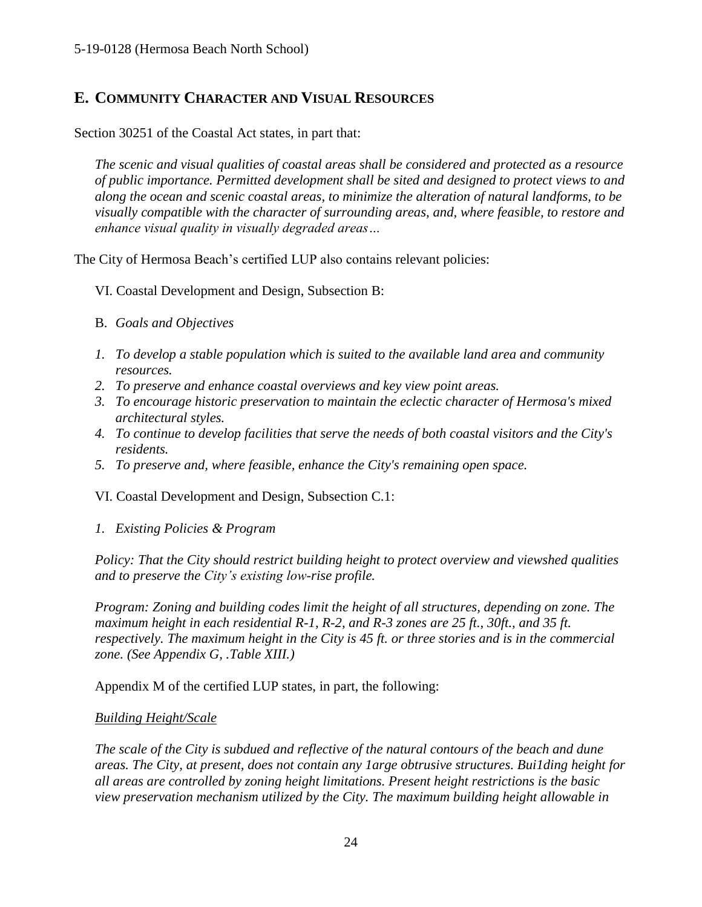## E. Community Character and Visual Resources

Section 30251 of the Coastal Act states, in part that:

> *The scenic and visual qualities of coastal areas shall be considered and protected as a resource of public importance. Permitted development shall be sited and designed to protect views to and along the ocean and scenic coastal areas, to minimize the alteration of natural landforms, to be visually compatible with the character of surrounding areas, and, where feasible, to restore and enhance visual quality in visually degraded areas…*

The City of Hermosa Beach's certified LUP also contains relevant policies:

VI. Coastal Development and Design, Subsection B:

B. *Goals and Objectives*

1. *To develop a stable population which is suited to the available land area and community resources.*
2. *To preserve and enhance coastal overviews and key view point areas.*
3. *To encourage historic preservation to maintain the eclectic character of Hermosa's mixed architectural styles.*
4. *To continue to develop facilities that serve the needs of both coastal visitors and the City's residents.*
5. *To preserve and, where feasible, enhance the City's remaining open space.*

VI. Coastal Development and Design, Subsection C.1:

1. *Existing Policies & Program*

*Policy: That the City should restrict building height to protect overview and viewshed qualities and to preserve the City's existing low-rise profile.*

*Program: Zoning and building codes limit the height of all structures, depending on zone. The maximum height in each residential R-1, R-2, and R-3 zones are 25 ft., 30ft., and 35 ft. respectively. The maximum height in the City is 45 ft. or three stories and is in the commercial zone. (See Appendix G, .Table XIII.)*

Appendix M of the certified LUP states, in part, the following:

<u>*Building Height/Scale*</u>

*The scale of the City is subdued and reflective of the natural contours of the beach and dune areas. The City, at present, does not contain any 1arge obtrusive structures. Bui1ding height for all areas are controlled by zoning height limitations. Present height restrictions is the basic view preservation mechanism utilized by the City. The maximum building height allowable in*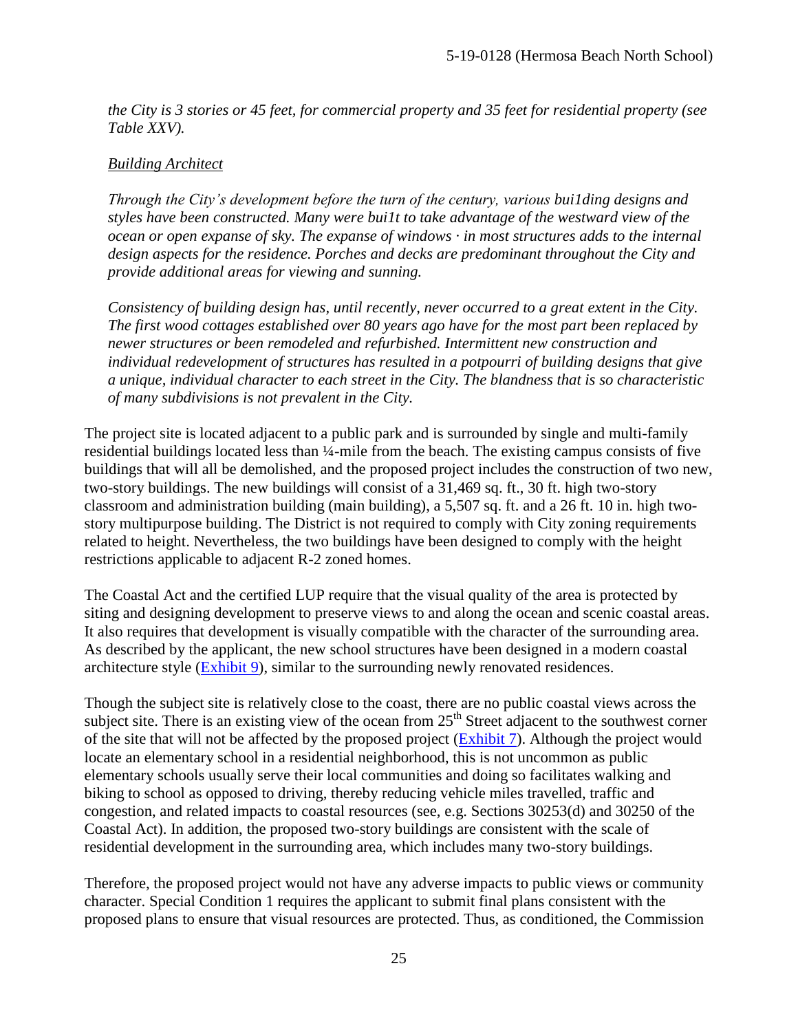*the City is 3 stories or 45 feet, for commercial property and 35 feet for residential property (see Table XXV).*

*Building Architect*

*Through the City's development before the turn of the century, various bui1ding designs and styles have been constructed. Many were bui1t to take advantage of the westward view of the ocean or open expanse of sky. The expanse of windows · in most structures adds to the internal design aspects for the residence. Porches and decks are predominant throughout the City and provide additional areas for viewing and sunning.*

*Consistency of building design has, until recently, never occurred to a great extent in the City. The first wood cottages established over 80 years ago have for the most part been replaced by newer structures or been remodeled and refurbished. Intermittent new construction and individual redevelopment of structures has resulted in a potpourri of building designs that give a unique, individual character to each street in the City. The blandness that is so characteristic of many subdivisions is not prevalent in the City.*

The project site is located adjacent to a public park and is surrounded by single and multi-family residential buildings located less than ¼-mile from the beach. The existing campus consists of five buildings that will all be demolished, and the proposed project includes the construction of two new, two-story buildings. The new buildings will consist of a 31,469 sq. ft., 30 ft. high two-story classroom and administration building (main building), a 5,507 sq. ft. and a 26 ft. 10 in. high two-story multipurpose building. The District is not required to comply with City zoning requirements related to height. Nevertheless, the two buildings have been designed to comply with the height restrictions applicable to adjacent R-2 zoned homes.

The Coastal Act and the certified LUP require that the visual quality of the area is protected by siting and designing development to preserve views to and along the ocean and scenic coastal areas. It also requires that development is visually compatible with the character of the surrounding area. As described by the applicant, the new school structures have been designed in a modern coastal architecture style (Exhibit 9), similar to the surrounding newly renovated residences.

Though the subject site is relatively close to the coast, there are no public coastal views across the subject site. There is an existing view of the ocean from 25th Street adjacent to the southwest corner of the site that will not be affected by the proposed project (Exhibit 7). Although the project would locate an elementary school in a residential neighborhood, this is not uncommon as public elementary schools usually serve their local communities and doing so facilitates walking and biking to school as opposed to driving, thereby reducing vehicle miles travelled, traffic and congestion, and related impacts to coastal resources (see, e.g. Sections 30253(d) and 30250 of the Coastal Act). In addition, the proposed two-story buildings are consistent with the scale of residential development in the surrounding area, which includes many two-story buildings.

Therefore, the proposed project would not have any adverse impacts to public views or community character. Special Condition 1 requires the applicant to submit final plans consistent with the proposed plans to ensure that visual resources are protected. Thus, as conditioned, the Commission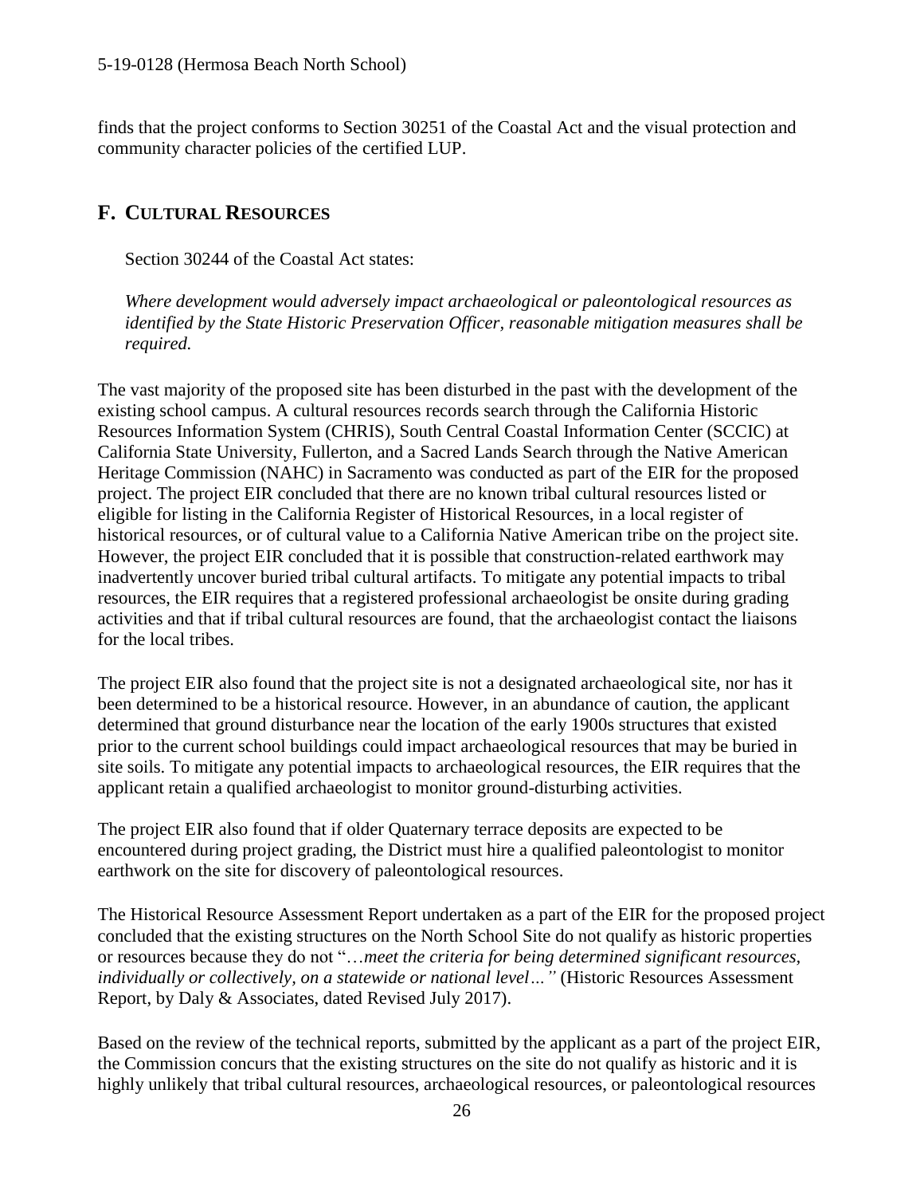finds that the project conforms to Section 30251 of the Coastal Act and the visual protection and community character policies of the certified LUP.

## F. CULTURAL RESOURCES

Section 30244 of the Coastal Act states:

*Where development would adversely impact archaeological or paleontological resources as identified by the State Historic Preservation Officer, reasonable mitigation measures shall be required.*

The vast majority of the proposed site has been disturbed in the past with the development of the existing school campus. A cultural resources records search through the California Historic Resources Information System (CHRIS), South Central Coastal Information Center (SCCIC) at California State University, Fullerton, and a Sacred Lands Search through the Native American Heritage Commission (NAHC) in Sacramento was conducted as part of the EIR for the proposed project. The project EIR concluded that there are no known tribal cultural resources listed or eligible for listing in the California Register of Historical Resources, in a local register of historical resources, or of cultural value to a California Native American tribe on the project site. However, the project EIR concluded that it is possible that construction-related earthwork may inadvertently uncover buried tribal cultural artifacts. To mitigate any potential impacts to tribal resources, the EIR requires that a registered professional archaeologist be onsite during grading activities and that if tribal cultural resources are found, that the archaeologist contact the liaisons for the local tribes.

The project EIR also found that the project site is not a designated archaeological site, nor has it been determined to be a historical resource. However, in an abundance of caution, the applicant determined that ground disturbance near the location of the early 1900s structures that existed prior to the current school buildings could impact archaeological resources that may be buried in site soils. To mitigate any potential impacts to archaeological resources, the EIR requires that the applicant retain a qualified archaeologist to monitor ground-disturbing activities.

The project EIR also found that if older Quaternary terrace deposits are expected to be encountered during project grading, the District must hire a qualified paleontologist to monitor earthwork on the site for discovery of paleontological resources.

The Historical Resource Assessment Report undertaken as a part of the EIR for the proposed project concluded that the existing structures on the North School Site do not qualify as historic properties or resources because they do not "*…meet the criteria for being determined significant resources, individually or collectively, on a statewide or national level…"* (Historic Resources Assessment Report, by Daly & Associates, dated Revised July 2017).

Based on the review of the technical reports, submitted by the applicant as a part of the project EIR, the Commission concurs that the existing structures on the site do not qualify as historic and it is highly unlikely that tribal cultural resources, archaeological resources, or paleontological resources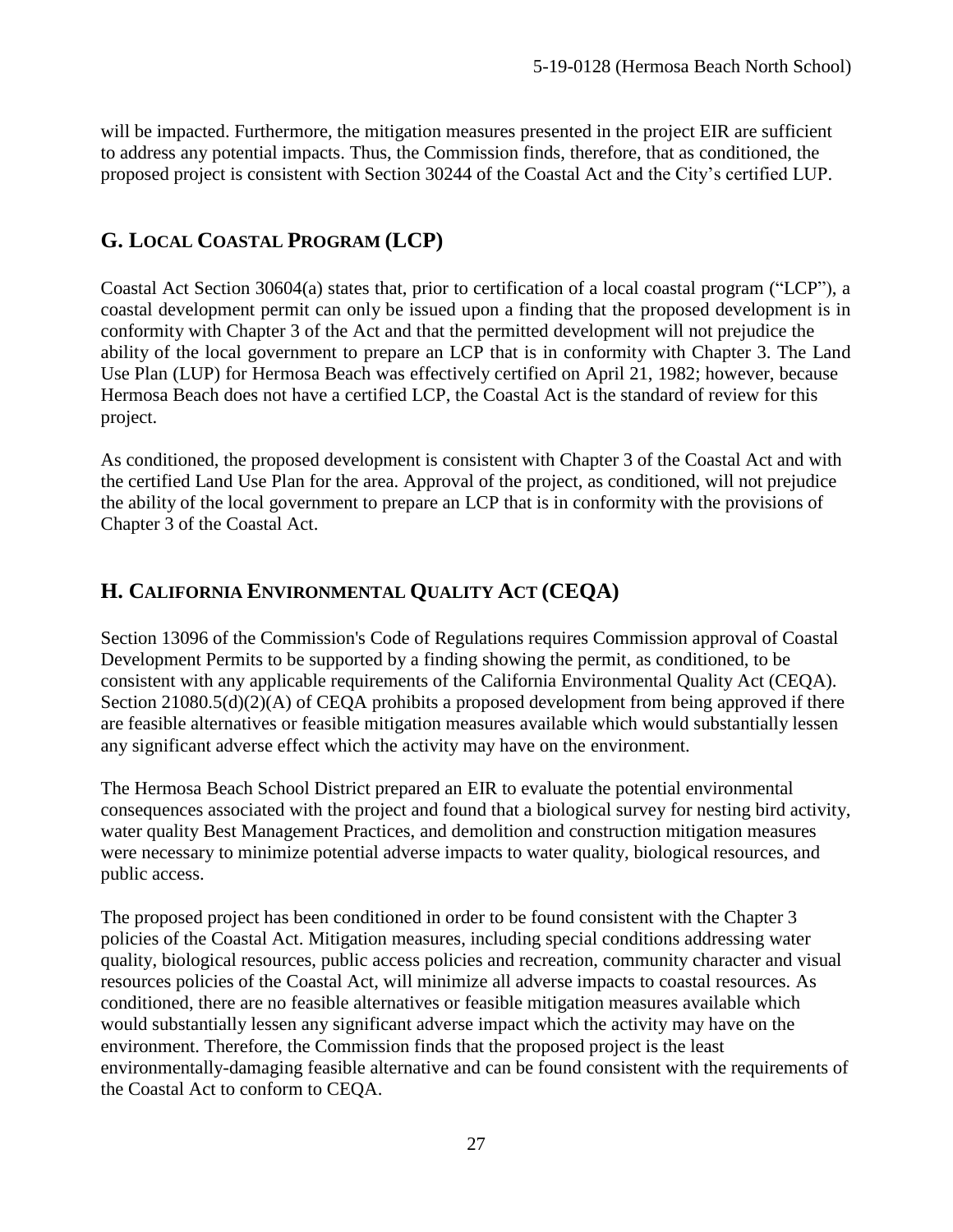will be impacted. Furthermore, the mitigation measures presented in the project EIR are sufficient to address any potential impacts. Thus, the Commission finds, therefore, that as conditioned, the proposed project is consistent with Section 30244 of the Coastal Act and the City's certified LUP.

## G. LOCAL COASTAL PROGRAM (LCP)

Coastal Act Section 30604(a) states that, prior to certification of a local coastal program ("LCP"), a coastal development permit can only be issued upon a finding that the proposed development is in conformity with Chapter 3 of the Act and that the permitted development will not prejudice the ability of the local government to prepare an LCP that is in conformity with Chapter 3. The Land Use Plan (LUP) for Hermosa Beach was effectively certified on April 21, 1982; however, because Hermosa Beach does not have a certified LCP, the Coastal Act is the standard of review for this project.

As conditioned, the proposed development is consistent with Chapter 3 of the Coastal Act and with the certified Land Use Plan for the area. Approval of the project, as conditioned, will not prejudice the ability of the local government to prepare an LCP that is in conformity with the provisions of Chapter 3 of the Coastal Act.

## H. CALIFORNIA ENVIRONMENTAL QUALITY ACT (CEQA)

Section 13096 of the Commission's Code of Regulations requires Commission approval of Coastal Development Permits to be supported by a finding showing the permit, as conditioned, to be consistent with any applicable requirements of the California Environmental Quality Act (CEQA). Section 21080.5(d)(2)(A) of CEQA prohibits a proposed development from being approved if there are feasible alternatives or feasible mitigation measures available which would substantially lessen any significant adverse effect which the activity may have on the environment.

The Hermosa Beach School District prepared an EIR to evaluate the potential environmental consequences associated with the project and found that a biological survey for nesting bird activity, water quality Best Management Practices, and demolition and construction mitigation measures were necessary to minimize potential adverse impacts to water quality, biological resources, and public access.

The proposed project has been conditioned in order to be found consistent with the Chapter 3 policies of the Coastal Act. Mitigation measures, including special conditions addressing water quality, biological resources, public access policies and recreation, community character and visual resources policies of the Coastal Act, will minimize all adverse impacts to coastal resources. As conditioned, there are no feasible alternatives or feasible mitigation measures available which would substantially lessen any significant adverse impact which the activity may have on the environment. Therefore, the Commission finds that the proposed project is the least environmentally-damaging feasible alternative and can be found consistent with the requirements of the Coastal Act to conform to CEQA.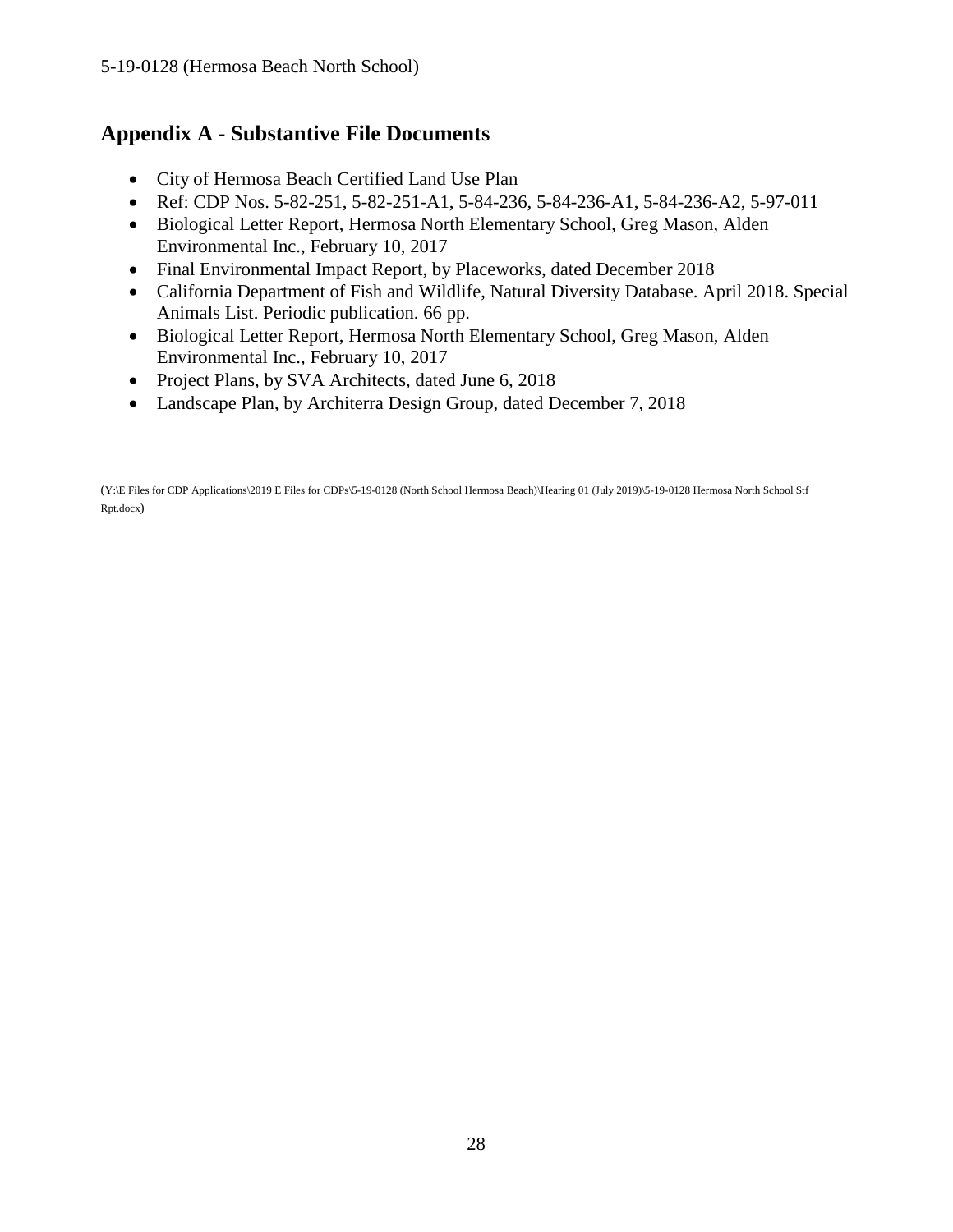## Appendix A - Substantive File Documents

- City of Hermosa Beach Certified Land Use Plan
- Ref: CDP Nos. 5-82-251, 5-82-251-A1, 5-84-236, 5-84-236-A1, 5-84-236-A2, 5-97-011
- Biological Letter Report, Hermosa North Elementary School, Greg Mason, Alden Environmental Inc., February 10, 2017
- Final Environmental Impact Report, by Placeworks, dated December 2018
- California Department of Fish and Wildlife, Natural Diversity Database. April 2018. Special Animals List. Periodic publication. 66 pp.
- Biological Letter Report, Hermosa North Elementary School, Greg Mason, Alden Environmental Inc., February 10, 2017
- Project Plans, by SVA Architects, dated June 6, 2018
- Landscape Plan, by Architerra Design Group, dated December 7, 2018

(Y:\E Files for CDP Applications\2019 E Files for CDPs\5-19-0128 (North School Hermosa Beach)\Hearing 01 (July 2019)\5-19-0128 Hermosa North School Stf Rpt.docx)